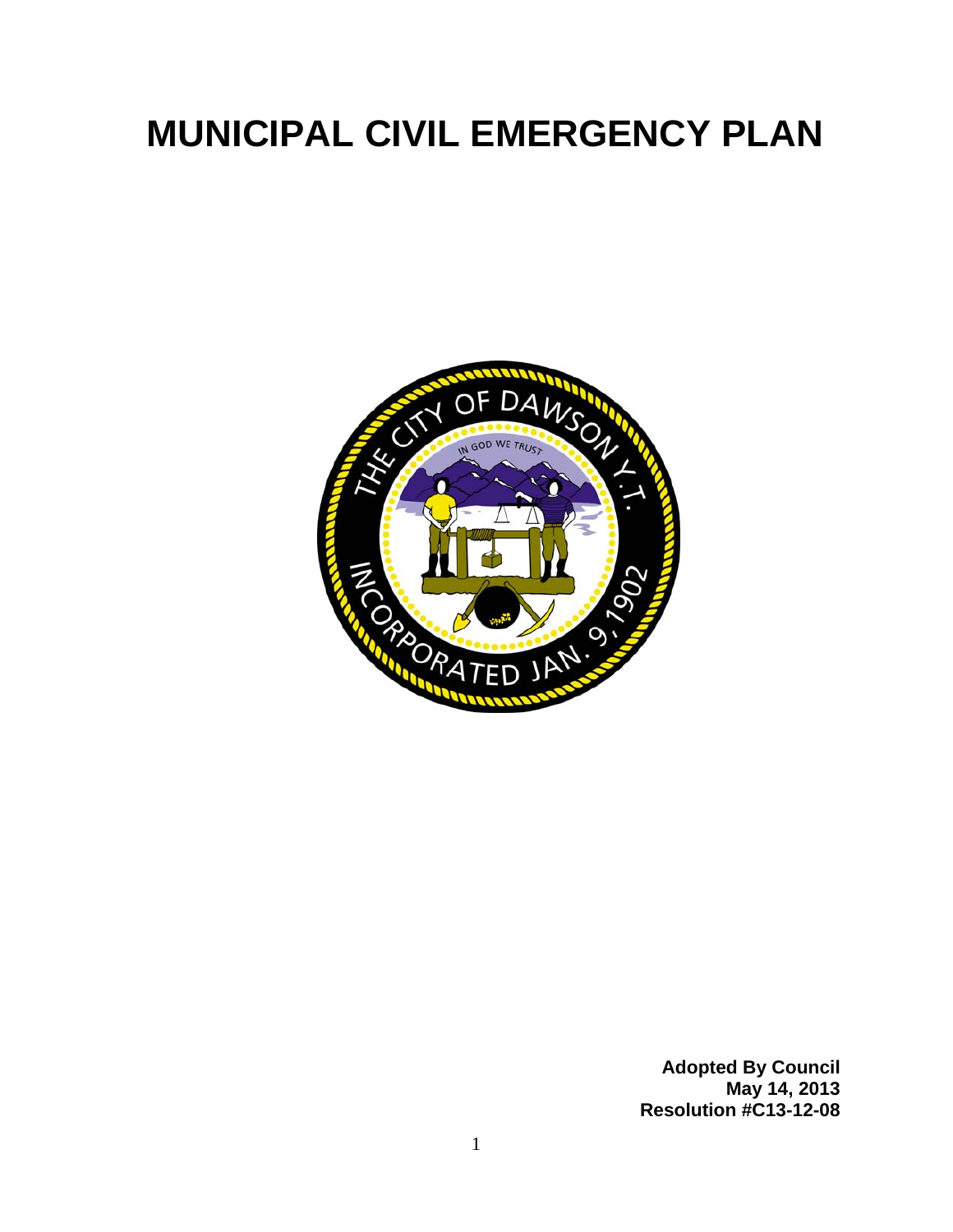# MUNICIPAL CIVIL EMERGENCY PLAN

**Adopted By Council**
**May 14, 2013**
**Resolution #C13-12-08**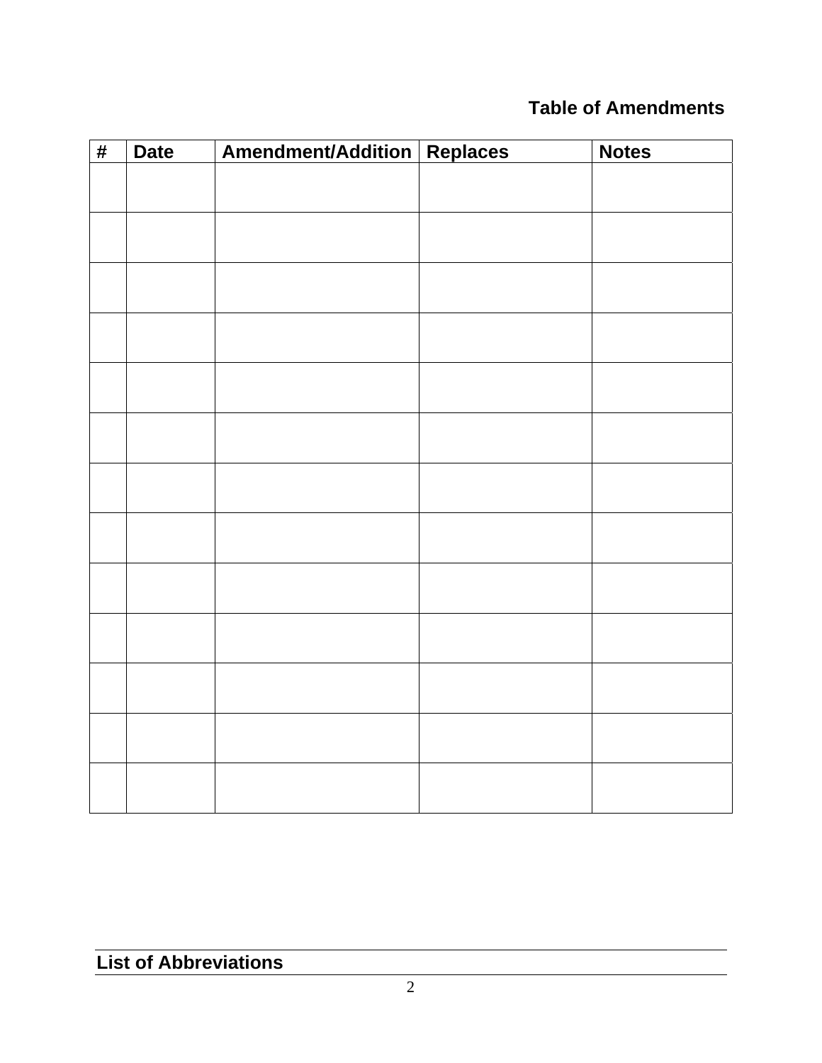## Table of Amendments

| # | Date | Amendment/Addition | Replaces | Notes |
|---|---|---|---|---|
| | | | | |
| | | | | |
| | | | | |
| | | | | |
| | | | | |
| | | | | |
| | | | | |
| | | | | |
| | | | | |
| | | | | |
| | | | | |
| | | | | |
| | | | | |

## List of Abbreviations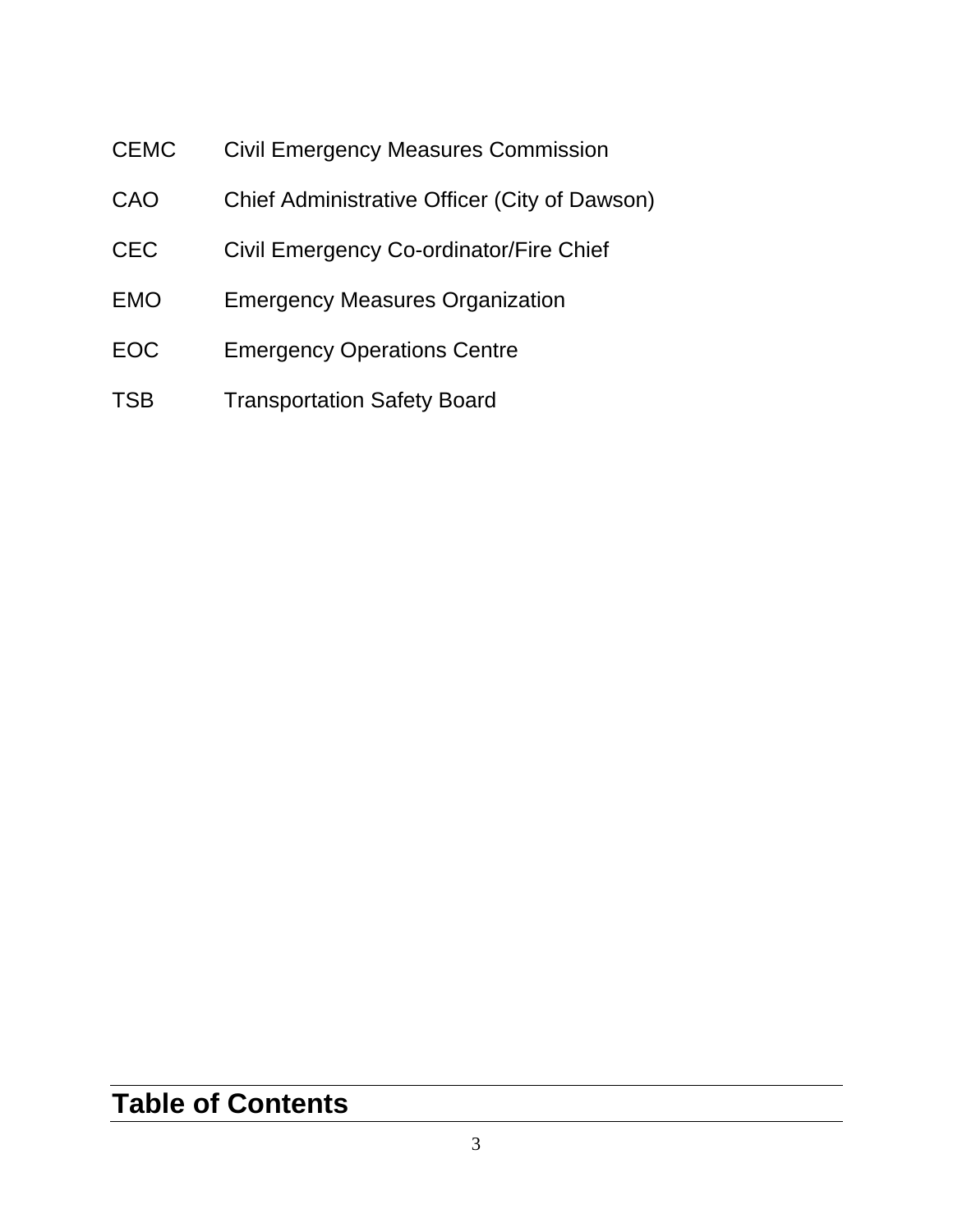CEMC Civil Emergency Measures Commission

CAO Chief Administrative Officer (City of Dawson)

CEC Civil Emergency Co-ordinator/Fire Chief

EMO Emergency Measures Organization

EOC Emergency Operations Centre

TSB Transportation Safety Board

# Table of Contents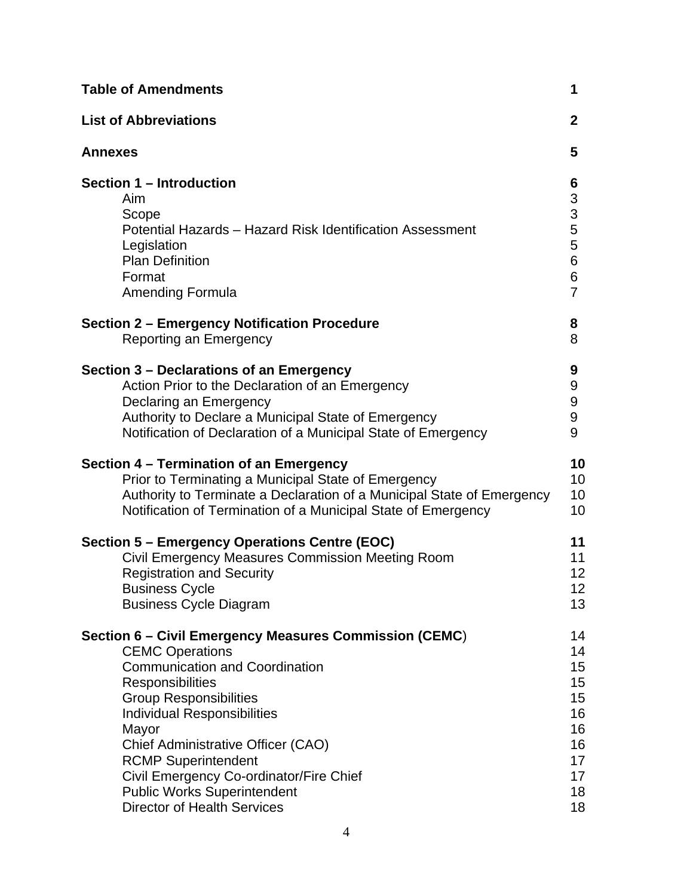| | |
|---|---|
| **Table of Amendments** | **1** |
| **List of Abbreviations** | **2** |
| **Annexes** | **5** |
| **Section 1 – Introduction** | **6** |
| Aim | 3 |
| Scope | 3 |
| Potential Hazards – Hazard Risk Identification Assessment | 5 |
| Legislation | 5 |
| Plan Definition | 6 |
| Format | 6 |
| Amending Formula | 7 |
| **Section 2 – Emergency Notification Procedure** | **8** |
| Reporting an Emergency | 8 |
| **Section 3 – Declarations of an Emergency** | **9** |
| Action Prior to the Declaration of an Emergency | 9 |
| Declaring an Emergency | 9 |
| Authority to Declare a Municipal State of Emergency | 9 |
| Notification of Declaration of a Municipal State of Emergency | 9 |
| **Section 4 – Termination of an Emergency** | **10** |
| Prior to Terminating a Municipal State of Emergency | 10 |
| Authority to Terminate a Declaration of a Municipal State of Emergency | 10 |
| Notification of Termination of a Municipal State of Emergency | 10 |
| **Section 5 – Emergency Operations Centre (EOC)** | **11** |
| Civil Emergency Measures Commission Meeting Room | 11 |
| Registration and Security | 12 |
| Business Cycle | 12 |
| Business Cycle Diagram | 13 |
| **Section 6 – Civil Emergency Measures Commission (CEMC**) | 14 |
| CEMC Operations | 14 |
| Communication and Coordination | 15 |
| Responsibilities | 15 |
| Group Responsibilities | 15 |
| Individual Responsibilities | 16 |
| Mayor | 16 |
| Chief Administrative Officer (CAO) | 16 |
| RCMP Superintendent | 17 |
| Civil Emergency Co-ordinator/Fire Chief | 17 |
| Public Works Superintendent | 18 |
| Director of Health Services | 18 |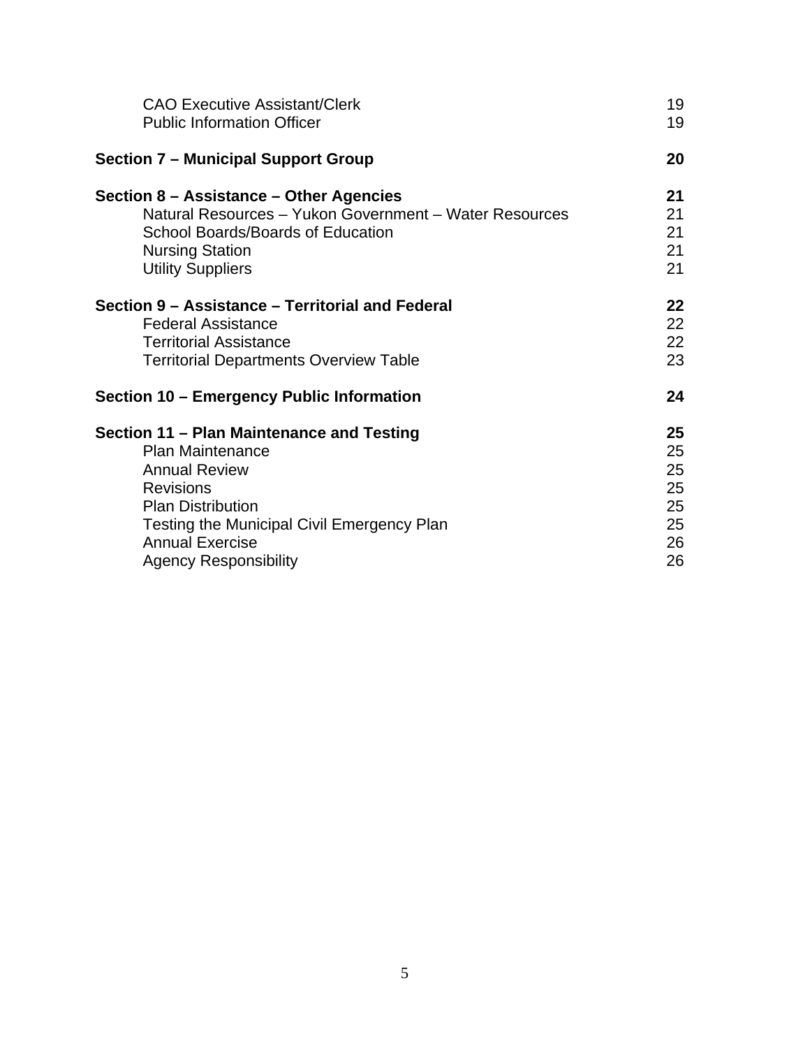| | |
|---|---|
| CAO Executive Assistant/Clerk | 19 |
| Public Information Officer | 19 |
| **Section 7 – Municipal Support Group** | **20** |
| **Section 8 – Assistance – Other Agencies** | **21** |
| Natural Resources – Yukon Government – Water Resources | 21 |
| School Boards/Boards of Education | 21 |
| Nursing Station | 21 |
| Utility Suppliers | 21 |
| **Section 9 – Assistance – Territorial and Federal** | **22** |
| Federal Assistance | 22 |
| Territorial Assistance | 22 |
| Territorial Departments Overview Table | 23 |
| **Section 10 – Emergency Public Information** | **24** |
| **Section 11 – Plan Maintenance and Testing** | **25** |
| Plan Maintenance | 25 |
| Annual Review | 25 |
| Revisions | 25 |
| Plan Distribution | 25 |
| Testing the Municipal Civil Emergency Plan | 25 |
| Annual Exercise | 26 |
| Agency Responsibility | 26 |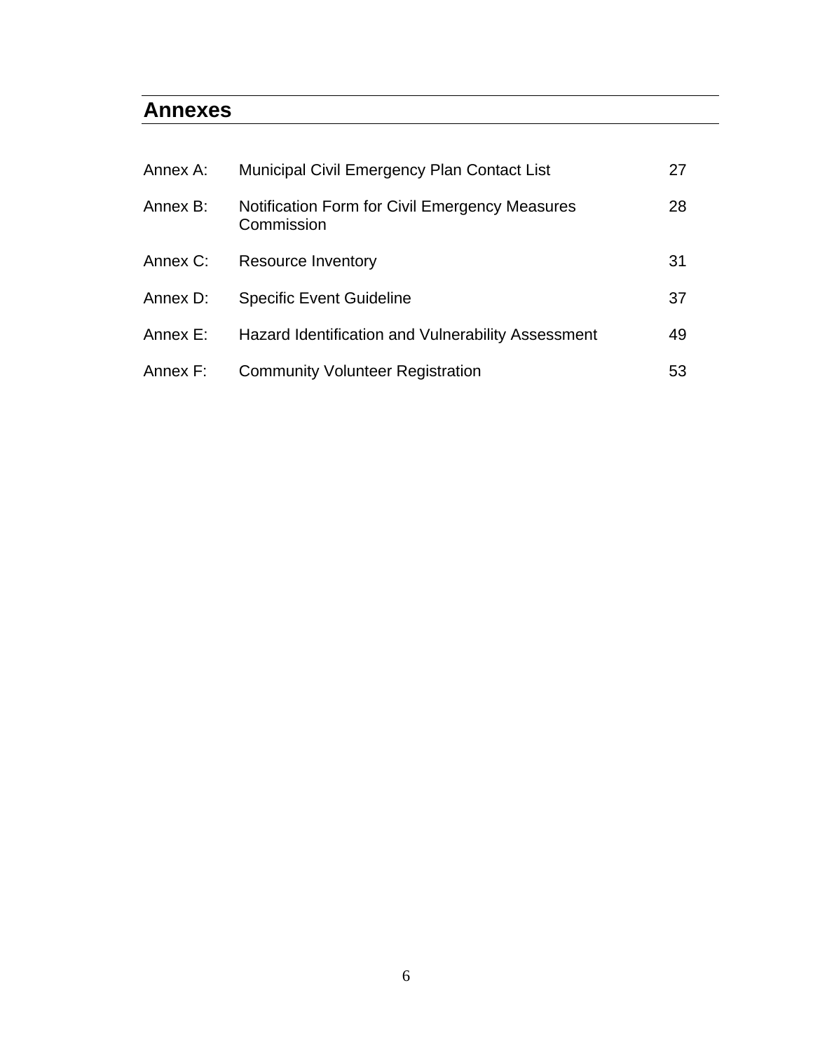## Annexes

| | | |
|---|---|---|
| Annex A: | Municipal Civil Emergency Plan Contact List | 27 |
| Annex B: | Notification Form for Civil Emergency Measures Commission | 28 |
| Annex C: | Resource Inventory | 31 |
| Annex D: | Specific Event Guideline | 37 |
| Annex E: | Hazard Identification and Vulnerability Assessment | 49 |
| Annex F: | Community Volunteer Registration | 53 |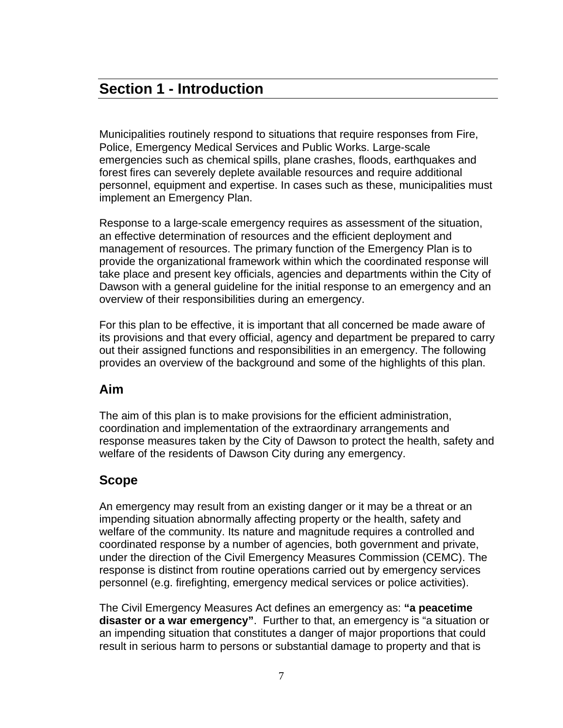# Section 1 - Introduction

Municipalities routinely respond to situations that require responses from Fire, Police, Emergency Medical Services and Public Works. Large-scale emergencies such as chemical spills, plane crashes, floods, earthquakes and forest fires can severely deplete available resources and require additional personnel, equipment and expertise. In cases such as these, municipalities must implement an Emergency Plan.

Response to a large-scale emergency requires as assessment of the situation, an effective determination of resources and the efficient deployment and management of resources. The primary function of the Emergency Plan is to provide the organizational framework within which the coordinated response will take place and present key officials, agencies and departments within the City of Dawson with a general guideline for the initial response to an emergency and an overview of their responsibilities during an emergency.

For this plan to be effective, it is important that all concerned be made aware of its provisions and that every official, agency and department be prepared to carry out their assigned functions and responsibilities in an emergency. The following provides an overview of the background and some of the highlights of this plan.

## Aim

The aim of this plan is to make provisions for the efficient administration, coordination and implementation of the extraordinary arrangements and response measures taken by the City of Dawson to protect the health, safety and welfare of the residents of Dawson City during any emergency.

## Scope

An emergency may result from an existing danger or it may be a threat or an impending situation abnormally affecting property or the health, safety and welfare of the community. Its nature and magnitude requires a controlled and coordinated response by a number of agencies, both government and private, under the direction of the Civil Emergency Measures Commission (CEMC). The response is distinct from routine operations carried out by emergency services personnel (e.g. firefighting, emergency medical services or police activities).

The Civil Emergency Measures Act defines an emergency as: **"a peacetime disaster or a war emergency"**. Further to that, an emergency is "a situation or an impending situation that constitutes a danger of major proportions that could result in serious harm to persons or substantial damage to property and that is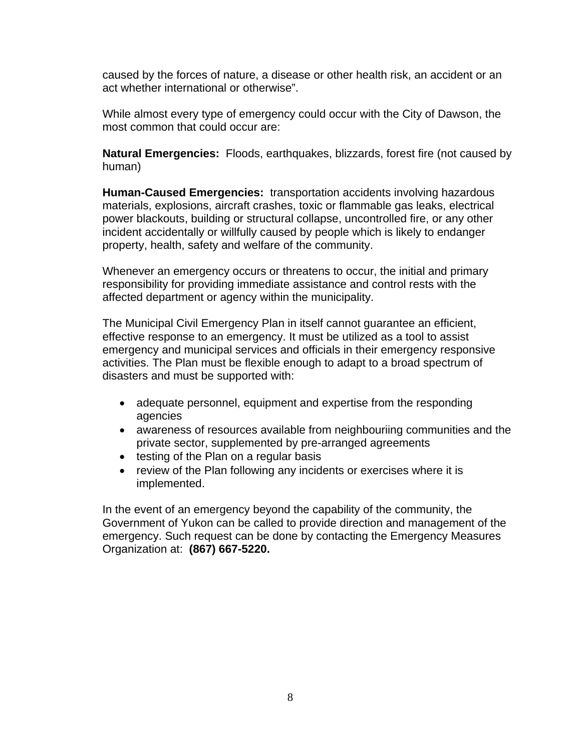caused by the forces of nature, a disease or other health risk, an accident or an act whether international or otherwise".

While almost every type of emergency could occur with the City of Dawson, the most common that could occur are:

**Natural Emergencies:** Floods, earthquakes, blizzards, forest fire (not caused by human)

**Human-Caused Emergencies:** transportation accidents involving hazardous materials, explosions, aircraft crashes, toxic or flammable gas leaks, electrical power blackouts, building or structural collapse, uncontrolled fire, or any other incident accidentally or willfully caused by people which is likely to endanger property, health, safety and welfare of the community.

Whenever an emergency occurs or threatens to occur, the initial and primary responsibility for providing immediate assistance and control rests with the affected department or agency within the municipality.

The Municipal Civil Emergency Plan in itself cannot guarantee an efficient, effective response to an emergency. It must be utilized as a tool to assist emergency and municipal services and officials in their emergency responsive activities. The Plan must be flexible enough to adapt to a broad spectrum of disasters and must be supported with:

- adequate personnel, equipment and expertise from the responding agencies
- awareness of resources available from neighbouriing communities and the private sector, supplemented by pre-arranged agreements
- testing of the Plan on a regular basis
- review of the Plan following any incidents or exercises where it is implemented.

In the event of an emergency beyond the capability of the community, the Government of Yukon can be called to provide direction and management of the emergency. Such request can be done by contacting the Emergency Measures Organization at: **(867) 667-5220.**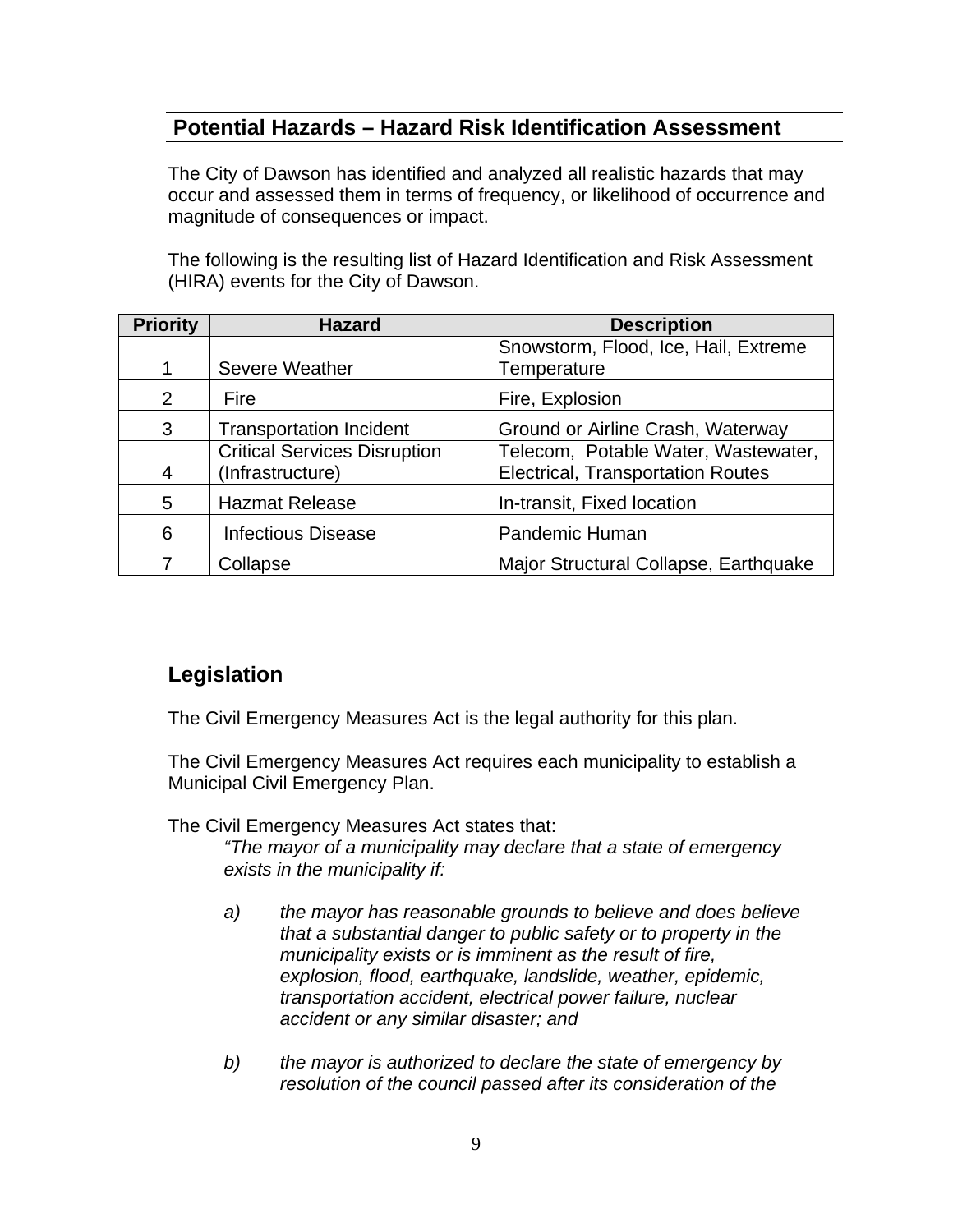## Potential Hazards – Hazard Risk Identification Assessment

The City of Dawson has identified and analyzed all realistic hazards that may occur and assessed them in terms of frequency, or likelihood of occurrence and magnitude of consequences or impact.

The following is the resulting list of Hazard Identification and Risk Assessment (HIRA) events for the City of Dawson.

| Priority | Hazard | Description |
|---|---|---|
| 1 | Severe Weather | Snowstorm, Flood, Ice, Hail, Extreme Temperature |
| 2 | Fire | Fire, Explosion |
| 3 | Transportation Incident | Ground or Airline Crash, Waterway |
| 4 | Critical Services Disruption (Infrastructure) | Telecom, Potable Water, Wastewater, Electrical, Transportation Routes |
| 5 | Hazmat Release | In-transit, Fixed location |
| 6 | Infectious Disease | Pandemic Human |
| 7 | Collapse | Major Structural Collapse, Earthquake |

## Legislation

The Civil Emergency Measures Act is the legal authority for this plan.

The Civil Emergency Measures Act requires each municipality to establish a Municipal Civil Emergency Plan.

The Civil Emergency Measures Act states that:

> *"The mayor of a municipality may declare that a state of emergency exists in the municipality if:*
>
> *a) the mayor has reasonable grounds to believe and does believe that a substantial danger to public safety or to property in the municipality exists or is imminent as the result of fire, explosion, flood, earthquake, landslide, weather, epidemic, transportation accident, electrical power failure, nuclear accident or any similar disaster; and*
>
> *b) the mayor is authorized to declare the state of emergency by resolution of the council passed after its consideration of the*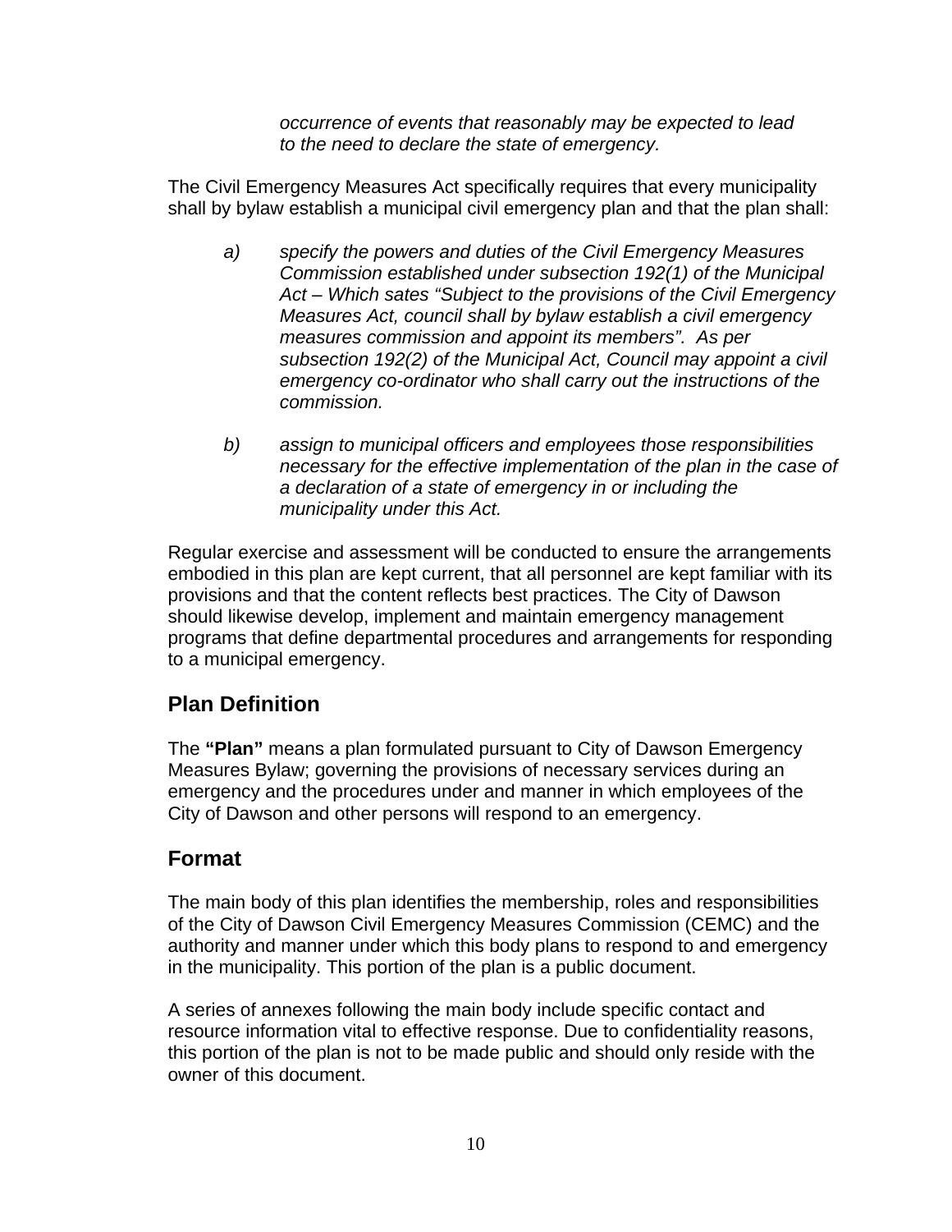*occurrence of events that reasonably may be expected to lead to the need to declare the state of emergency.*

The Civil Emergency Measures Act specifically requires that every municipality shall by bylaw establish a municipal civil emergency plan and that the plan shall:

*a) specify the powers and duties of the Civil Emergency Measures Commission established under subsection 192(1) of the Municipal Act – Which sates "Subject to the provisions of the Civil Emergency Measures Act, council shall by bylaw establish a civil emergency measures commission and appoint its members". As per subsection 192(2) of the Municipal Act, Council may appoint a civil emergency co-ordinator who shall carry out the instructions of the commission.*

*b) assign to municipal officers and employees those responsibilities necessary for the effective implementation of the plan in the case of a declaration of a state of emergency in or including the municipality under this Act.*

Regular exercise and assessment will be conducted to ensure the arrangements embodied in this plan are kept current, that all personnel are kept familiar with its provisions and that the content reflects best practices. The City of Dawson should likewise develop, implement and maintain emergency management programs that define departmental procedures and arrangements for responding to a municipal emergency.

## Plan Definition

The **"Plan"** means a plan formulated pursuant to City of Dawson Emergency Measures Bylaw; governing the provisions of necessary services during an emergency and the procedures under and manner in which employees of the City of Dawson and other persons will respond to an emergency.

## Format

The main body of this plan identifies the membership, roles and responsibilities of the City of Dawson Civil Emergency Measures Commission (CEMC) and the authority and manner under which this body plans to respond to and emergency in the municipality. This portion of the plan is a public document.

A series of annexes following the main body include specific contact and resource information vital to effective response. Due to confidentiality reasons, this portion of the plan is not to be made public and should only reside with the owner of this document.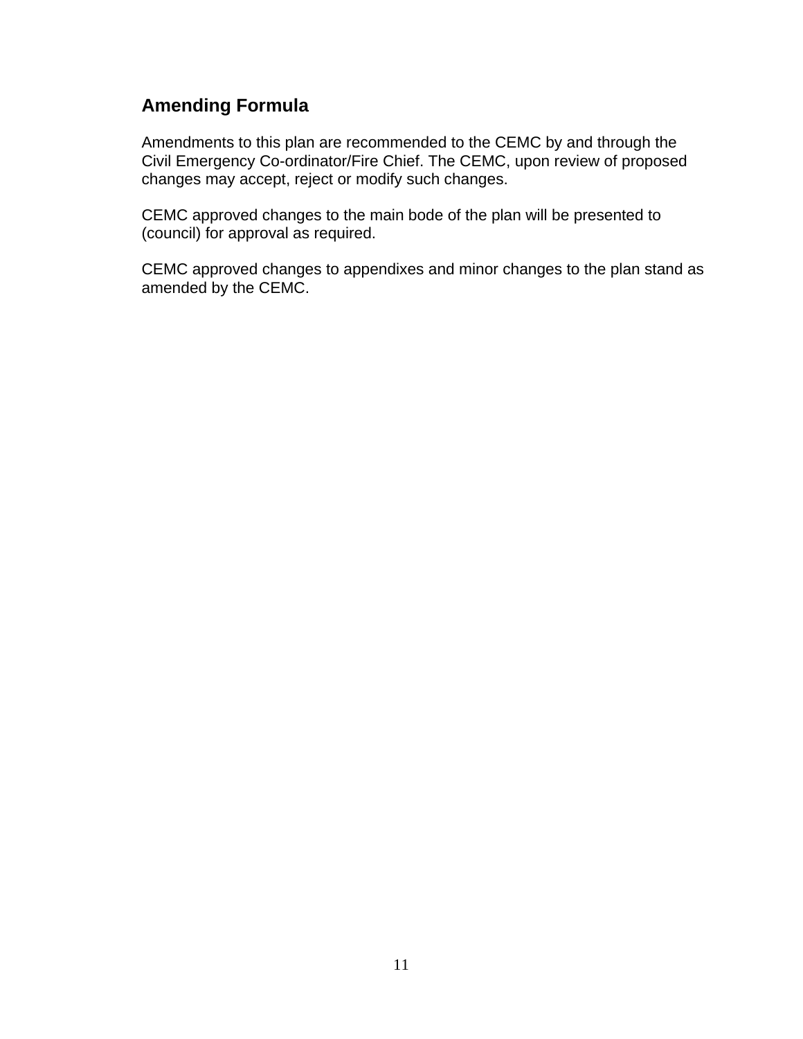## Amending Formula

Amendments to this plan are recommended to the CEMC by and through the Civil Emergency Co-ordinator/Fire Chief. The CEMC, upon review of proposed changes may accept, reject or modify such changes.

CEMC approved changes to the main bode of the plan will be presented to (council) for approval as required.

CEMC approved changes to appendixes and minor changes to the plan stand as amended by the CEMC.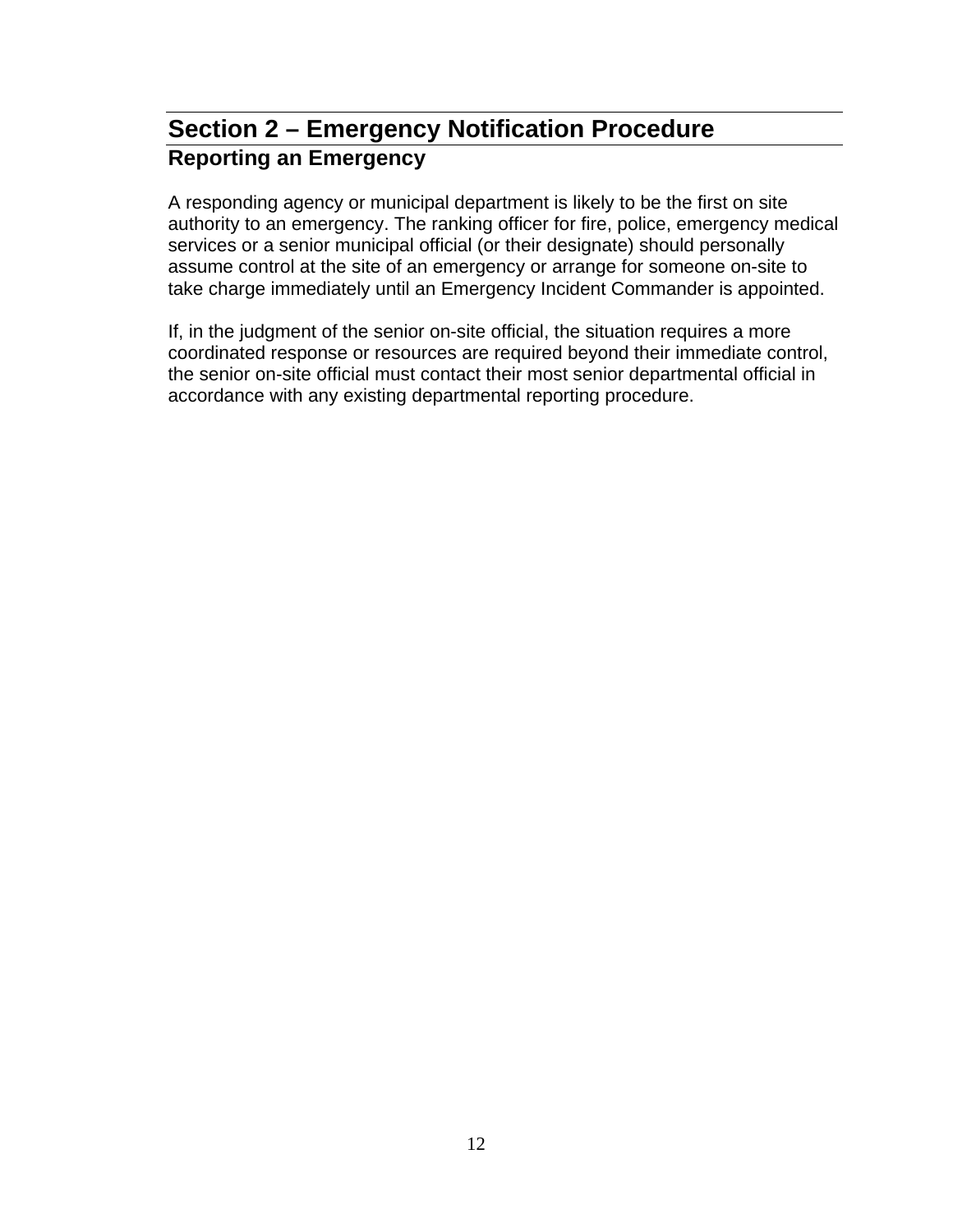# Section 2 – Emergency Notification Procedure

## Reporting an Emergency

A responding agency or municipal department is likely to be the first on site authority to an emergency. The ranking officer for fire, police, emergency medical services or a senior municipal official (or their designate) should personally assume control at the site of an emergency or arrange for someone on-site to take charge immediately until an Emergency Incident Commander is appointed.

If, in the judgment of the senior on-site official, the situation requires a more coordinated response or resources are required beyond their immediate control, the senior on-site official must contact their most senior departmental official in accordance with any existing departmental reporting procedure.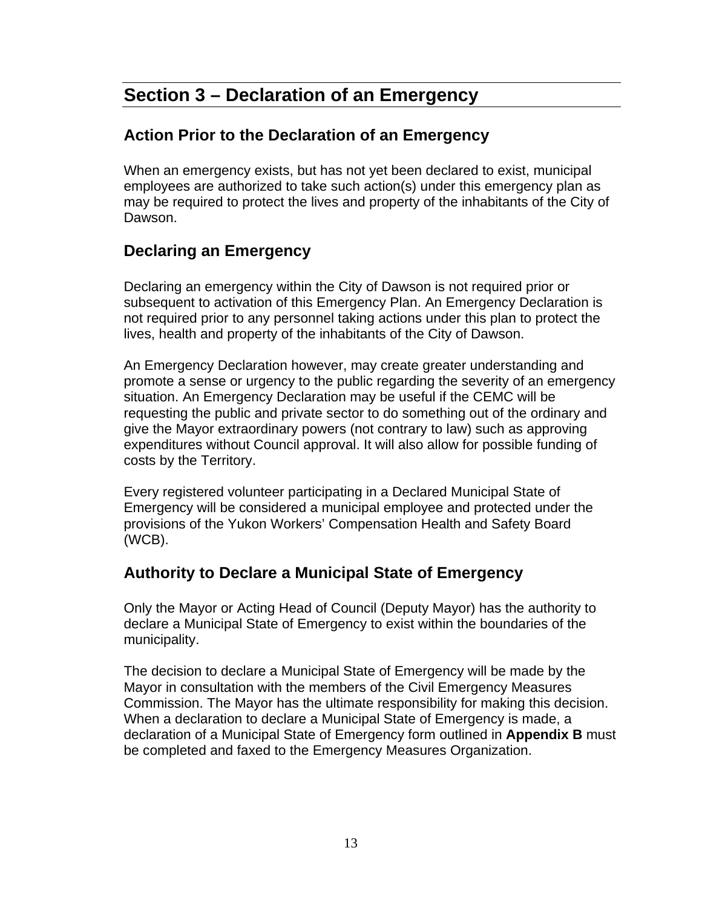# Section 3 – Declaration of an Emergency

## Action Prior to the Declaration of an Emergency

When an emergency exists, but has not yet been declared to exist, municipal employees are authorized to take such action(s) under this emergency plan as may be required to protect the lives and property of the inhabitants of the City of Dawson.

## Declaring an Emergency

Declaring an emergency within the City of Dawson is not required prior or subsequent to activation of this Emergency Plan. An Emergency Declaration is not required prior to any personnel taking actions under this plan to protect the lives, health and property of the inhabitants of the City of Dawson.

An Emergency Declaration however, may create greater understanding and promote a sense or urgency to the public regarding the severity of an emergency situation. An Emergency Declaration may be useful if the CEMC will be requesting the public and private sector to do something out of the ordinary and give the Mayor extraordinary powers (not contrary to law) such as approving expenditures without Council approval. It will also allow for possible funding of costs by the Territory.

Every registered volunteer participating in a Declared Municipal State of Emergency will be considered a municipal employee and protected under the provisions of the Yukon Workers' Compensation Health and Safety Board (WCB).

## Authority to Declare a Municipal State of Emergency

Only the Mayor or Acting Head of Council (Deputy Mayor) has the authority to declare a Municipal State of Emergency to exist within the boundaries of the municipality.

The decision to declare a Municipal State of Emergency will be made by the Mayor in consultation with the members of the Civil Emergency Measures Commission. The Mayor has the ultimate responsibility for making this decision. When a declaration to declare a Municipal State of Emergency is made, a declaration of a Municipal State of Emergency form outlined in **Appendix B** must be completed and faxed to the Emergency Measures Organization.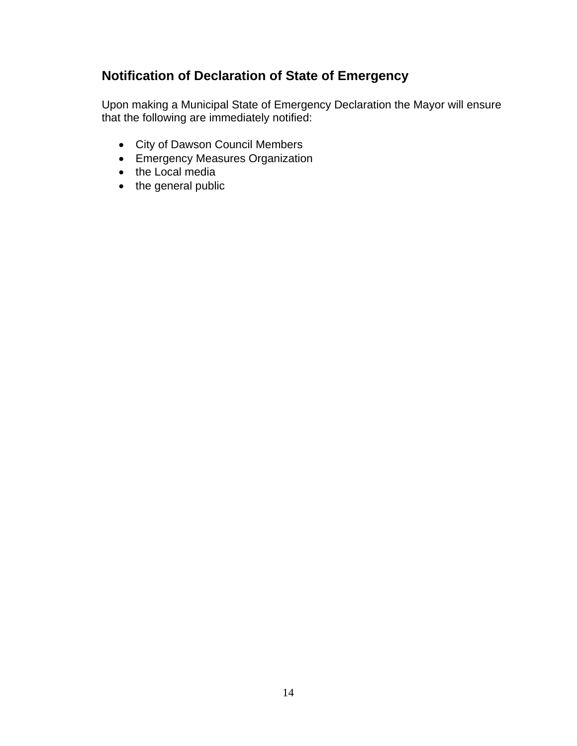## Notification of Declaration of State of Emergency

Upon making a Municipal State of Emergency Declaration the Mayor will ensure that the following are immediately notified:

- City of Dawson Council Members
- Emergency Measures Organization
- the Local media
- the general public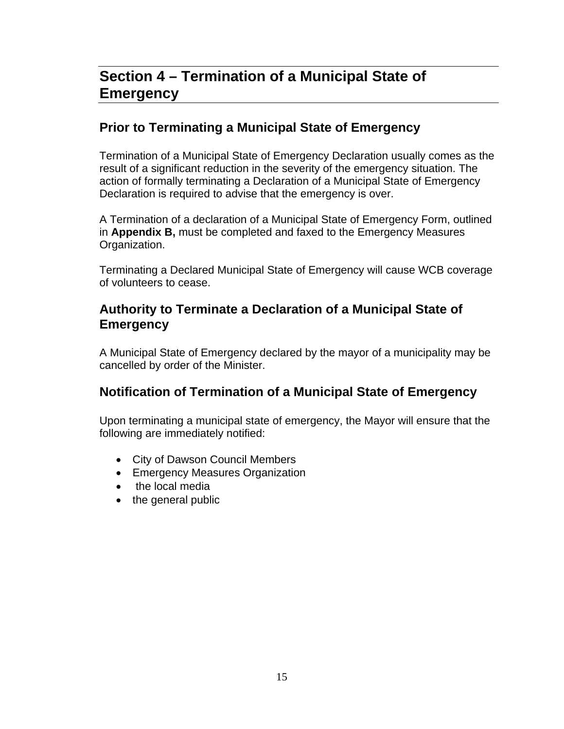# Section 4 – Termination of a Municipal State of Emergency

## Prior to Terminating a Municipal State of Emergency

Termination of a Municipal State of Emergency Declaration usually comes as the result of a significant reduction in the severity of the emergency situation. The action of formally terminating a Declaration of a Municipal State of Emergency Declaration is required to advise that the emergency is over.

A Termination of a declaration of a Municipal State of Emergency Form, outlined in **Appendix B,** must be completed and faxed to the Emergency Measures Organization.

Terminating a Declared Municipal State of Emergency will cause WCB coverage of volunteers to cease.

## Authority to Terminate a Declaration of a Municipal State of Emergency

A Municipal State of Emergency declared by the mayor of a municipality may be cancelled by order of the Minister.

## Notification of Termination of a Municipal State of Emergency

Upon terminating a municipal state of emergency, the Mayor will ensure that the following are immediately notified:

- City of Dawson Council Members
- Emergency Measures Organization
- the local media
- the general public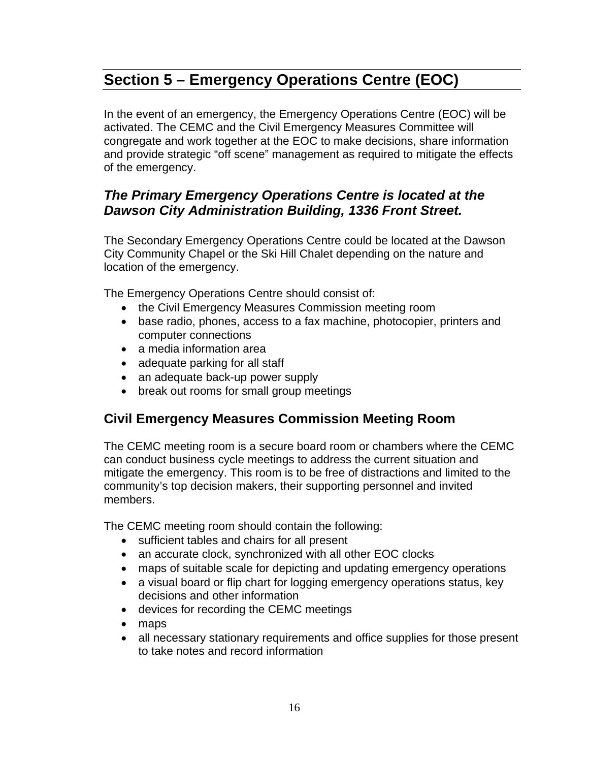# Section 5 – Emergency Operations Centre (EOC)

In the event of an emergency, the Emergency Operations Centre (EOC) will be activated. The CEMC and the Civil Emergency Measures Committee will congregate and work together at the EOC to make decisions, share information and provide strategic "off scene" management as required to mitigate the effects of the emergency.

### ***The Primary Emergency Operations Centre is located at the Dawson City Administration Building, 1336 Front Street.***

The Secondary Emergency Operations Centre could be located at the Dawson City Community Chapel or the Ski Hill Chalet depending on the nature and location of the emergency.

The Emergency Operations Centre should consist of:

- the Civil Emergency Measures Commission meeting room
- base radio, phones, access to a fax machine, photocopier, printers and computer connections
- a media information area
- adequate parking for all staff
- an adequate back-up power supply
- break out rooms for small group meetings

## Civil Emergency Measures Commission Meeting Room

The CEMC meeting room is a secure board room or chambers where the CEMC can conduct business cycle meetings to address the current situation and mitigate the emergency. This room is to be free of distractions and limited to the community's top decision makers, their supporting personnel and invited members.

The CEMC meeting room should contain the following:

- sufficient tables and chairs for all present
- an accurate clock, synchronized with all other EOC clocks
- maps of suitable scale for depicting and updating emergency operations
- a visual board or flip chart for logging emergency operations status, key decisions and other information
- devices for recording the CEMC meetings
- maps
- all necessary stationary requirements and office supplies for those present to take notes and record information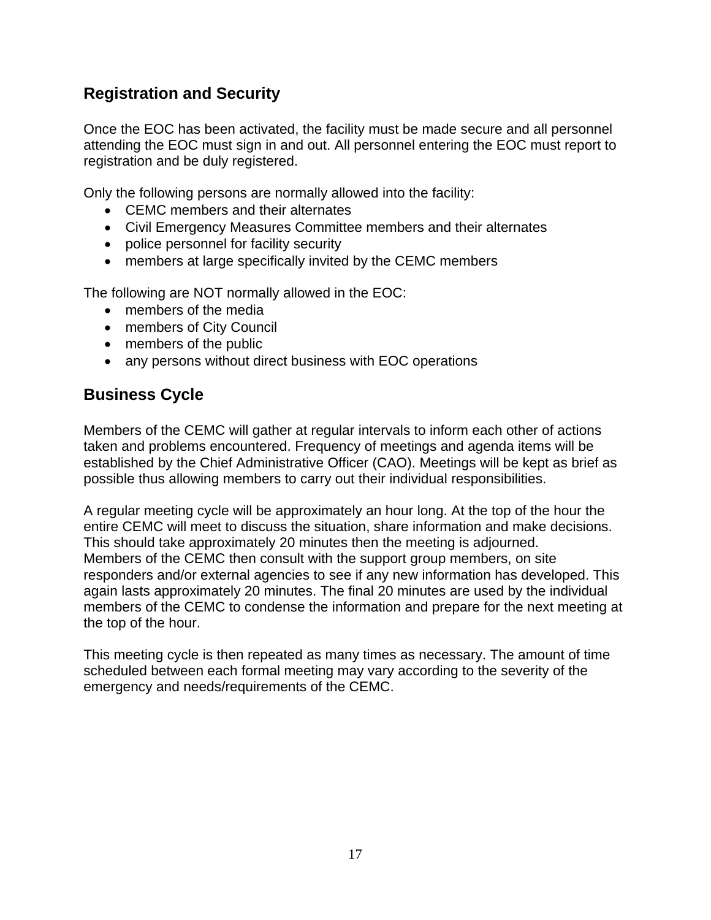## Registration and Security

Once the EOC has been activated, the facility must be made secure and all personnel attending the EOC must sign in and out. All personnel entering the EOC must report to registration and be duly registered.

Only the following persons are normally allowed into the facility:

- CEMC members and their alternates
- Civil Emergency Measures Committee members and their alternates
- police personnel for facility security
- members at large specifically invited by the CEMC members

The following are NOT normally allowed in the EOC:

- members of the media
- members of City Council
- members of the public
- any persons without direct business with EOC operations

## Business Cycle

Members of the CEMC will gather at regular intervals to inform each other of actions taken and problems encountered. Frequency of meetings and agenda items will be established by the Chief Administrative Officer (CAO). Meetings will be kept as brief as possible thus allowing members to carry out their individual responsibilities.

A regular meeting cycle will be approximately an hour long. At the top of the hour the entire CEMC will meet to discuss the situation, share information and make decisions. This should take approximately 20 minutes then the meeting is adjourned.
Members of the CEMC then consult with the support group members, on site responders and/or external agencies to see if any new information has developed. This again lasts approximately 20 minutes. The final 20 minutes are used by the individual members of the CEMC to condense the information and prepare for the next meeting at the top of the hour.

This meeting cycle is then repeated as many times as necessary. The amount of time scheduled between each formal meeting may vary according to the severity of the emergency and needs/requirements of the CEMC.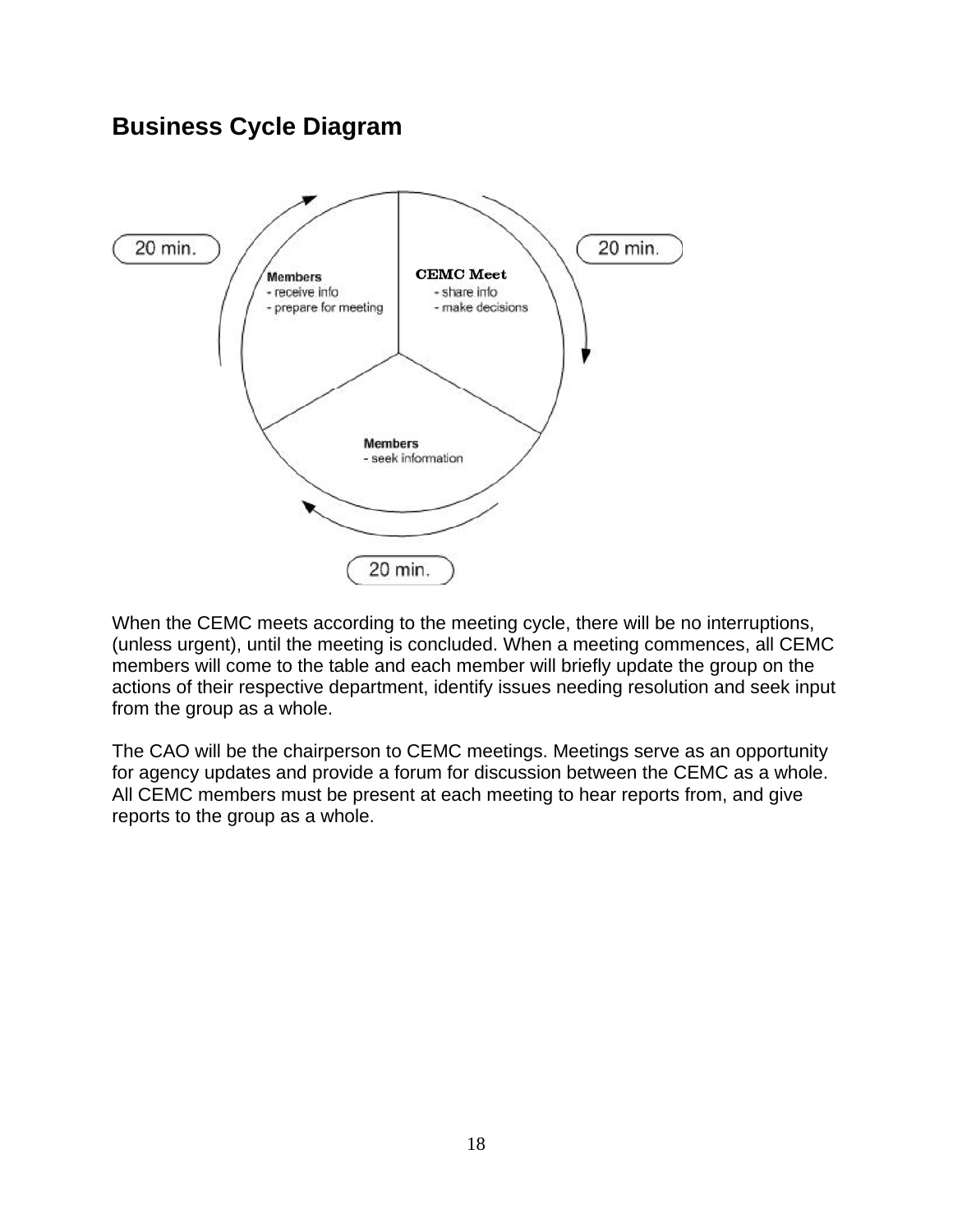## Business Cycle Diagram

20 min.

**Members**
- receive info
- prepare for meeting

**CEMC Meet**
- share info
- make decisions

20 min.

**Members**
- seek information

20 min.

When the CEMC meets according to the meeting cycle, there will be no interruptions, (unless urgent), until the meeting is concluded. When a meeting commences, all CEMC members will come to the table and each member will briefly update the group on the actions of their respective department, identify issues needing resolution and seek input from the group as a whole.

The CAO will be the chairperson to CEMC meetings. Meetings serve as an opportunity for agency updates and provide a forum for discussion between the CEMC as a whole. All CEMC members must be present at each meeting to hear reports from, and give reports to the group as a whole.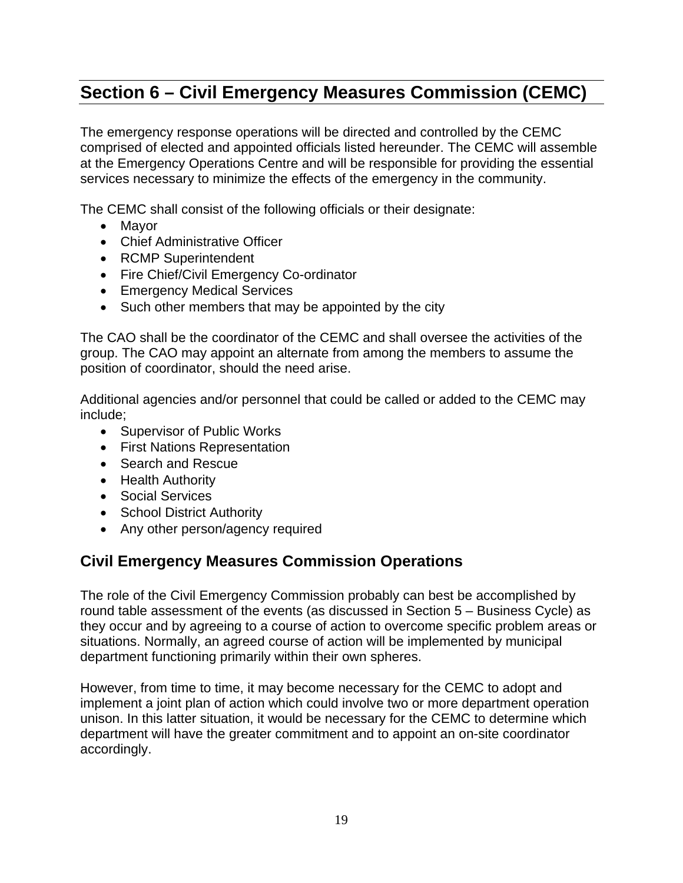# Section 6 – Civil Emergency Measures Commission (CEMC)

The emergency response operations will be directed and controlled by the CEMC comprised of elected and appointed officials listed hereunder. The CEMC will assemble at the Emergency Operations Centre and will be responsible for providing the essential services necessary to minimize the effects of the emergency in the community.

The CEMC shall consist of the following officials or their designate:

- Mayor
- Chief Administrative Officer
- RCMP Superintendent
- Fire Chief/Civil Emergency Co-ordinator
- Emergency Medical Services
- Such other members that may be appointed by the city

The CAO shall be the coordinator of the CEMC and shall oversee the activities of the group. The CAO may appoint an alternate from among the members to assume the position of coordinator, should the need arise.

Additional agencies and/or personnel that could be called or added to the CEMC may include;

- Supervisor of Public Works
- First Nations Representation
- Search and Rescue
- Health Authority
- Social Services
- School District Authority
- Any other person/agency required

## Civil Emergency Measures Commission Operations

The role of the Civil Emergency Commission probably can best be accomplished by round table assessment of the events (as discussed in Section 5 – Business Cycle) as they occur and by agreeing to a course of action to overcome specific problem areas or situations. Normally, an agreed course of action will be implemented by municipal department functioning primarily within their own spheres.

However, from time to time, it may become necessary for the CEMC to adopt and implement a joint plan of action which could involve two or more department operation unison. In this latter situation, it would be necessary for the CEMC to determine which department will have the greater commitment and to appoint an on-site coordinator accordingly.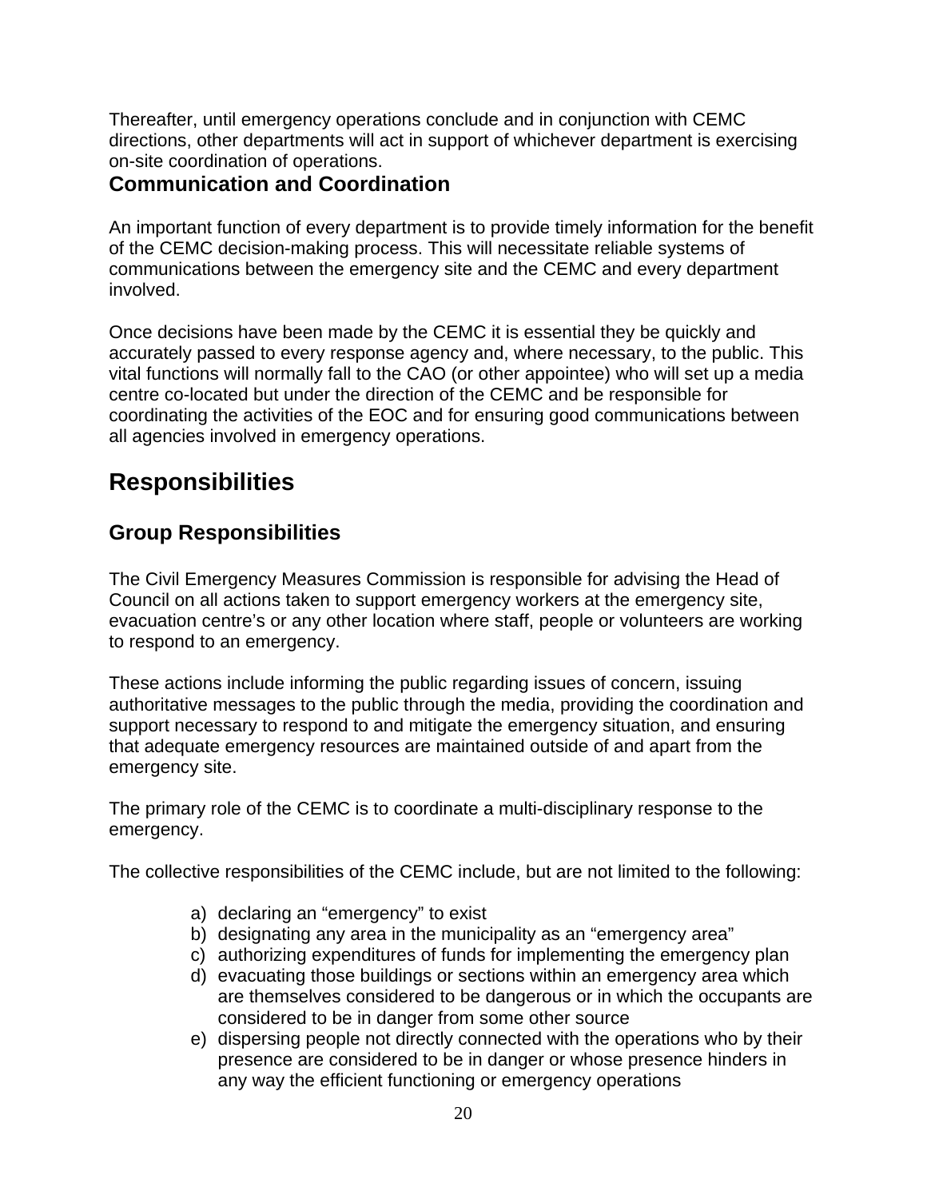Thereafter, until emergency operations conclude and in conjunction with CEMC directions, other departments will act in support of whichever department is exercising on-site coordination of operations.

### Communication and Coordination

An important function of every department is to provide timely information for the benefit of the CEMC decision-making process. This will necessitate reliable systems of communications between the emergency site and the CEMC and every department involved.

Once decisions have been made by the CEMC it is essential they be quickly and accurately passed to every response agency and, where necessary, to the public. This vital functions will normally fall to the CAO (or other appointee) who will set up a media centre co-located but under the direction of the CEMC and be responsible for coordinating the activities of the EOC and for ensuring good communications between all agencies involved in emergency operations.

## Responsibilities

### Group Responsibilities

The Civil Emergency Measures Commission is responsible for advising the Head of Council on all actions taken to support emergency workers at the emergency site, evacuation centre's or any other location where staff, people or volunteers are working to respond to an emergency.

These actions include informing the public regarding issues of concern, issuing authoritative messages to the public through the media, providing the coordination and support necessary to respond to and mitigate the emergency situation, and ensuring that adequate emergency resources are maintained outside of and apart from the emergency site.

The primary role of the CEMC is to coordinate a multi-disciplinary response to the emergency.

The collective responsibilities of the CEMC include, but are not limited to the following:

a) declaring an "emergency" to exist
b) designating any area in the municipality as an "emergency area"
c) authorizing expenditures of funds for implementing the emergency plan
d) evacuating those buildings or sections within an emergency area which are themselves considered to be dangerous or in which the occupants are considered to be in danger from some other source
e) dispersing people not directly connected with the operations who by their presence are considered to be in danger or whose presence hinders in any way the efficient functioning or emergency operations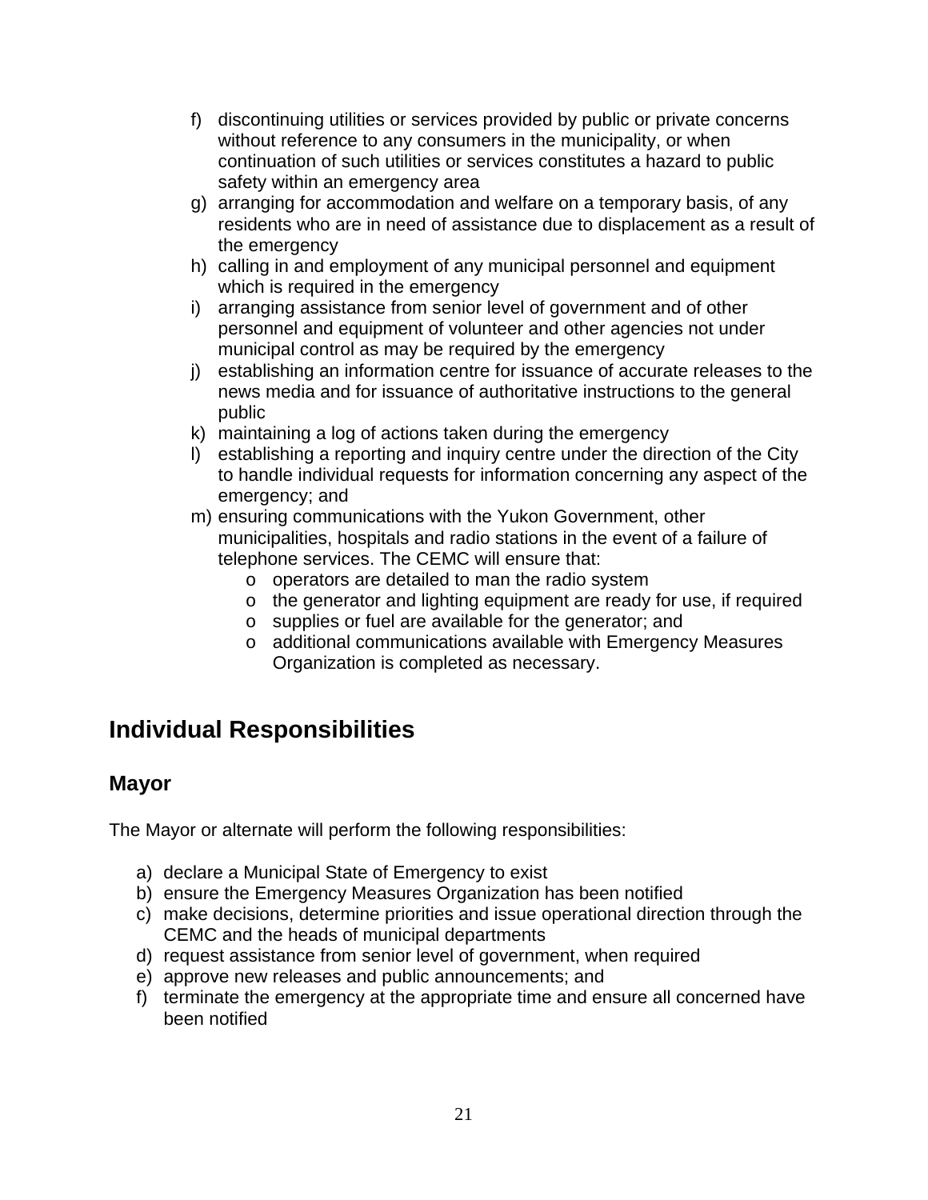f) discontinuing utilities or services provided by public or private concerns without reference to any consumers in the municipality, or when continuation of such utilities or services constitutes a hazard to public safety within an emergency area
g) arranging for accommodation and welfare on a temporary basis, of any residents who are in need of assistance due to displacement as a result of the emergency
h) calling in and employment of any municipal personnel and equipment which is required in the emergency
i) arranging assistance from senior level of government and of other personnel and equipment of volunteer and other agencies not under municipal control as may be required by the emergency
j) establishing an information centre for issuance of accurate releases to the news media and for issuance of authoritative instructions to the general public
k) maintaining a log of actions taken during the emergency
l) establishing a reporting and inquiry centre under the direction of the City to handle individual requests for information concerning any aspect of the emergency; and
m) ensuring communications with the Yukon Government, other municipalities, hospitals and radio stations in the event of a failure of telephone services. The CEMC will ensure that:
    - operators are detailed to man the radio system
    - the generator and lighting equipment are ready for use, if required
    - supplies or fuel are available for the generator; and
    - additional communications available with Emergency Measures Organization is completed as necessary.

# Individual Responsibilities

## Mayor

The Mayor or alternate will perform the following responsibilities:

a) declare a Municipal State of Emergency to exist
b) ensure the Emergency Measures Organization has been notified
c) make decisions, determine priorities and issue operational direction through the CEMC and the heads of municipal departments
d) request assistance from senior level of government, when required
e) approve new releases and public announcements; and
f) terminate the emergency at the appropriate time and ensure all concerned have been notified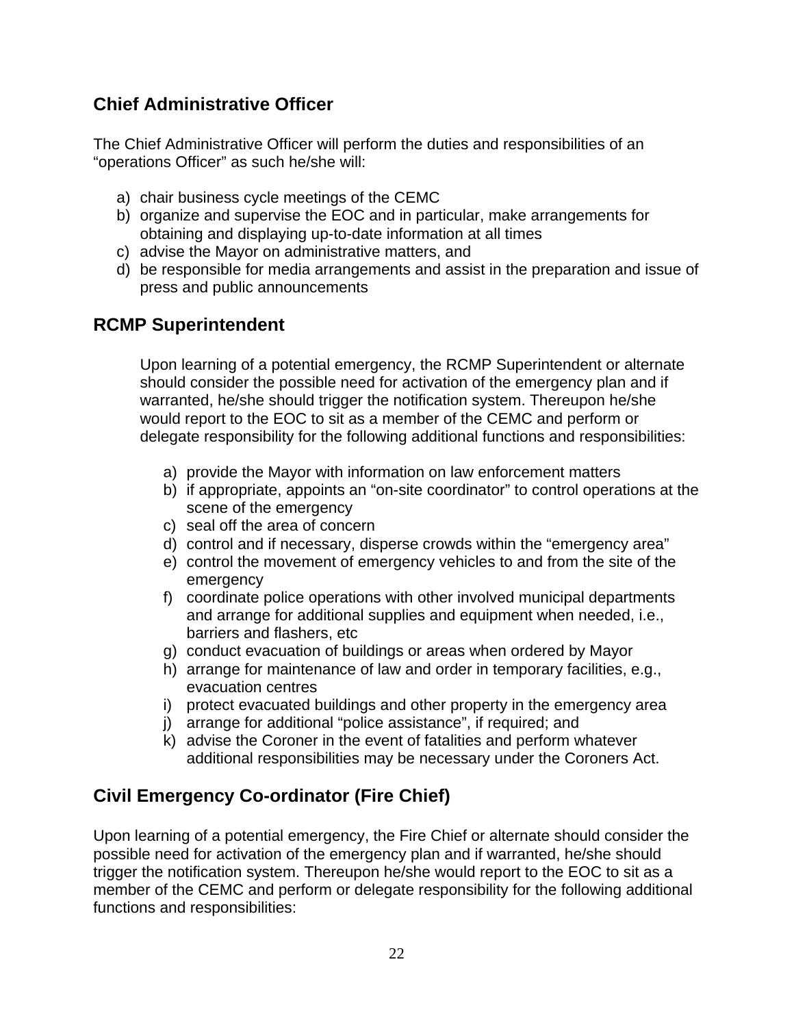## Chief Administrative Officer

The Chief Administrative Officer will perform the duties and responsibilities of an "operations Officer" as such he/she will:

a) chair business cycle meetings of the CEMC
b) organize and supervise the EOC and in particular, make arrangements for obtaining and displaying up-to-date information at all times
c) advise the Mayor on administrative matters, and
d) be responsible for media arrangements and assist in the preparation and issue of press and public announcements

## RCMP Superintendent

Upon learning of a potential emergency, the RCMP Superintendent or alternate should consider the possible need for activation of the emergency plan and if warranted, he/she should trigger the notification system. Thereupon he/she would report to the EOC to sit as a member of the CEMC and perform or delegate responsibility for the following additional functions and responsibilities:

a) provide the Mayor with information on law enforcement matters
b) if appropriate, appoints an "on-site coordinator" to control operations at the scene of the emergency
c) seal off the area of concern
d) control and if necessary, disperse crowds within the "emergency area"
e) control the movement of emergency vehicles to and from the site of the emergency
f) coordinate police operations with other involved municipal departments and arrange for additional supplies and equipment when needed, i.e., barriers and flashers, etc
g) conduct evacuation of buildings or areas when ordered by Mayor
h) arrange for maintenance of law and order in temporary facilities, e.g., evacuation centres
i) protect evacuated buildings and other property in the emergency area
j) arrange for additional "police assistance", if required; and
k) advise the Coroner in the event of fatalities and perform whatever additional responsibilities may be necessary under the Coroners Act.

## Civil Emergency Co-ordinator (Fire Chief)

Upon learning of a potential emergency, the Fire Chief or alternate should consider the possible need for activation of the emergency plan and if warranted, he/she should trigger the notification system. Thereupon he/she would report to the EOC to sit as a member of the CEMC and perform or delegate responsibility for the following additional functions and responsibilities: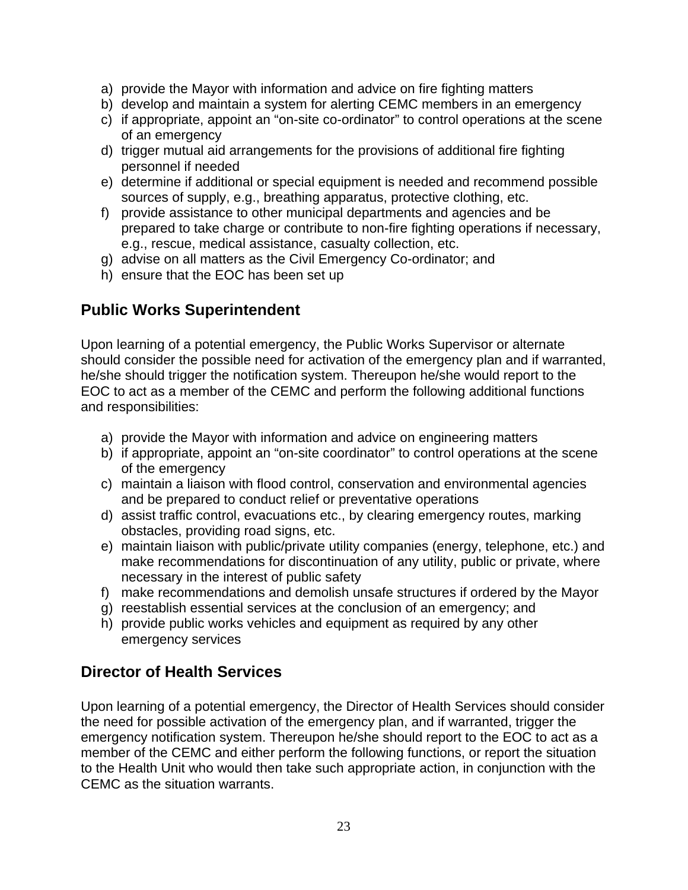a) provide the Mayor with information and advice on fire fighting matters
b) develop and maintain a system for alerting CEMC members in an emergency
c) if appropriate, appoint an "on-site co-ordinator" to control operations at the scene of an emergency
d) trigger mutual aid arrangements for the provisions of additional fire fighting personnel if needed
e) determine if additional or special equipment is needed and recommend possible sources of supply, e.g., breathing apparatus, protective clothing, etc.
f) provide assistance to other municipal departments and agencies and be prepared to take charge or contribute to non-fire fighting operations if necessary, e.g., rescue, medical assistance, casualty collection, etc.
g) advise on all matters as the Civil Emergency Co-ordinator; and
h) ensure that the EOC has been set up

## Public Works Superintendent

Upon learning of a potential emergency, the Public Works Supervisor or alternate should consider the possible need for activation of the emergency plan and if warranted, he/she should trigger the notification system. Thereupon he/she would report to the EOC to act as a member of the CEMC and perform the following additional functions and responsibilities:

a) provide the Mayor with information and advice on engineering matters
b) if appropriate, appoint an "on-site coordinator" to control operations at the scene of the emergency
c) maintain a liaison with flood control, conservation and environmental agencies and be prepared to conduct relief or preventative operations
d) assist traffic control, evacuations etc., by clearing emergency routes, marking obstacles, providing road signs, etc.
e) maintain liaison with public/private utility companies (energy, telephone, etc.) and make recommendations for discontinuation of any utility, public or private, where necessary in the interest of public safety
f) make recommendations and demolish unsafe structures if ordered by the Mayor
g) reestablish essential services at the conclusion of an emergency; and
h) provide public works vehicles and equipment as required by any other emergency services

## Director of Health Services

Upon learning of a potential emergency, the Director of Health Services should consider the need for possible activation of the emergency plan, and if warranted, trigger the emergency notification system. Thereupon he/she should report to the EOC to act as a member of the CEMC and either perform the following functions, or report the situation to the Health Unit who would then take such appropriate action, in conjunction with the CEMC as the situation warrants.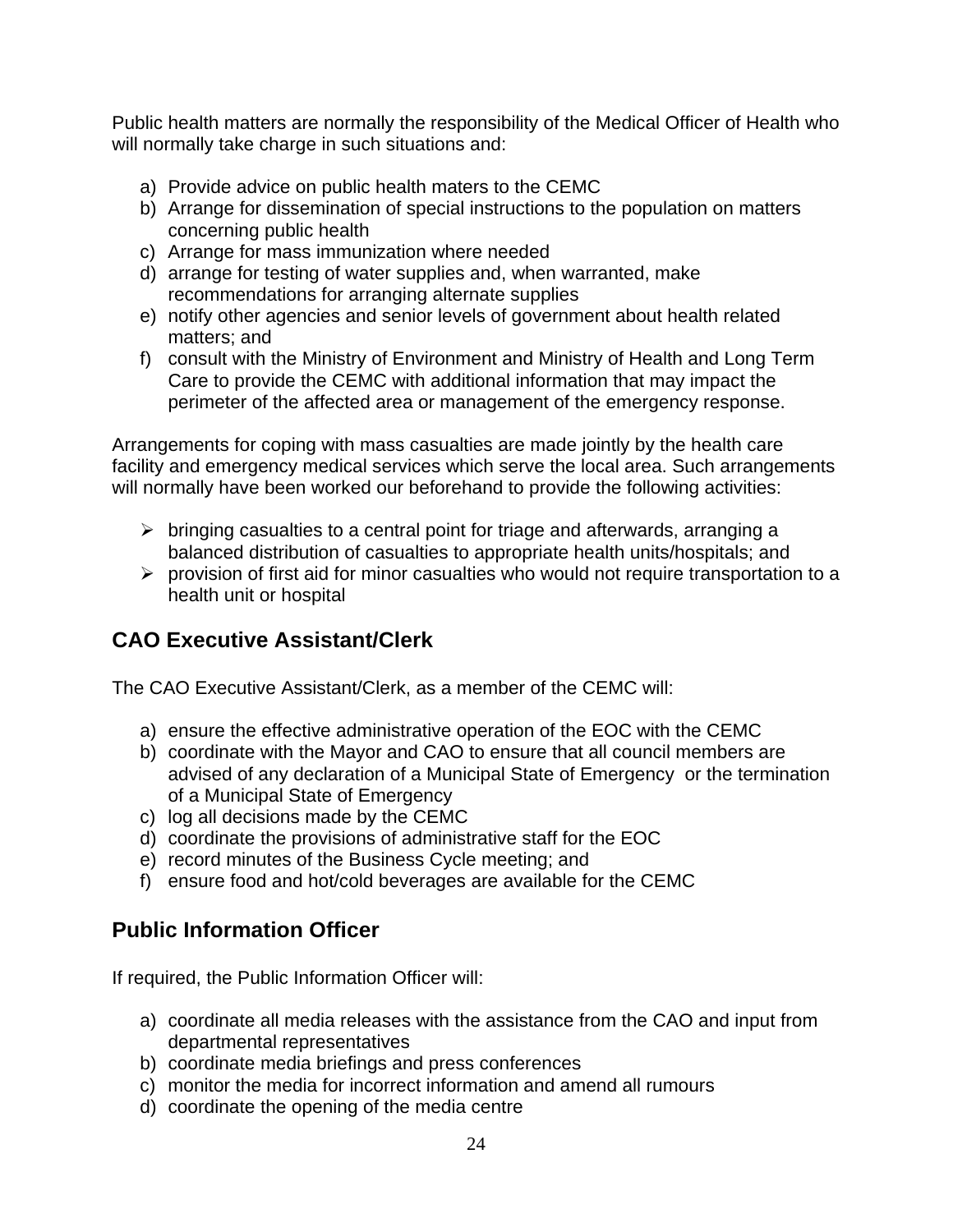Public health matters are normally the responsibility of the Medical Officer of Health who will normally take charge in such situations and:

a) Provide advice on public health maters to the CEMC
b) Arrange for dissemination of special instructions to the population on matters concerning public health
c) Arrange for mass immunization where needed
d) arrange for testing of water supplies and, when warranted, make recommendations for arranging alternate supplies
e) notify other agencies and senior levels of government about health related matters; and
f) consult with the Ministry of Environment and Ministry of Health and Long Term Care to provide the CEMC with additional information that may impact the perimeter of the affected area or management of the emergency response.

Arrangements for coping with mass casualties are made jointly by the health care facility and emergency medical services which serve the local area. Such arrangements will normally have been worked our beforehand to provide the following activities:

- bringing casualties to a central point for triage and afterwards, arranging a balanced distribution of casualties to appropriate health units/hospitals; and
- provision of first aid for minor casualties who would not require transportation to a health unit or hospital

## CAO Executive Assistant/Clerk

The CAO Executive Assistant/Clerk, as a member of the CEMC will:

a) ensure the effective administrative operation of the EOC with the CEMC
b) coordinate with the Mayor and CAO to ensure that all council members are advised of any declaration of a Municipal State of Emergency or the termination of a Municipal State of Emergency
c) log all decisions made by the CEMC
d) coordinate the provisions of administrative staff for the EOC
e) record minutes of the Business Cycle meeting; and
f) ensure food and hot/cold beverages are available for the CEMC

## Public Information Officer

If required, the Public Information Officer will:

a) coordinate all media releases with the assistance from the CAO and input from departmental representatives
b) coordinate media briefings and press conferences
c) monitor the media for incorrect information and amend all rumours
d) coordinate the opening of the media centre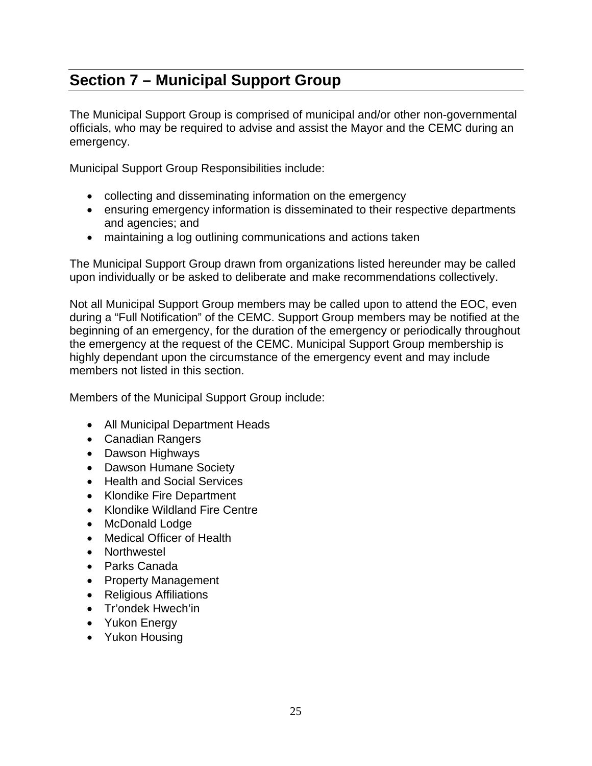## Section 7 – Municipal Support Group

The Municipal Support Group is comprised of municipal and/or other non-governmental officials, who may be required to advise and assist the Mayor and the CEMC during an emergency.

Municipal Support Group Responsibilities include:

- collecting and disseminating information on the emergency
- ensuring emergency information is disseminated to their respective departments and agencies; and
- maintaining a log outlining communications and actions taken

The Municipal Support Group drawn from organizations listed hereunder may be called upon individually or be asked to deliberate and make recommendations collectively.

Not all Municipal Support Group members may be called upon to attend the EOC, even during a "Full Notification" of the CEMC. Support Group members may be notified at the beginning of an emergency, for the duration of the emergency or periodically throughout the emergency at the request of the CEMC. Municipal Support Group membership is highly dependant upon the circumstance of the emergency event and may include members not listed in this section.

Members of the Municipal Support Group include:

- All Municipal Department Heads
- Canadian Rangers
- Dawson Highways
- Dawson Humane Society
- Health and Social Services
- Klondike Fire Department
- Klondike Wildland Fire Centre
- McDonald Lodge
- Medical Officer of Health
- Northwestel
- Parks Canada
- Property Management
- Religious Affiliations
- Tr'ondek Hwech'in
- Yukon Energy
- Yukon Housing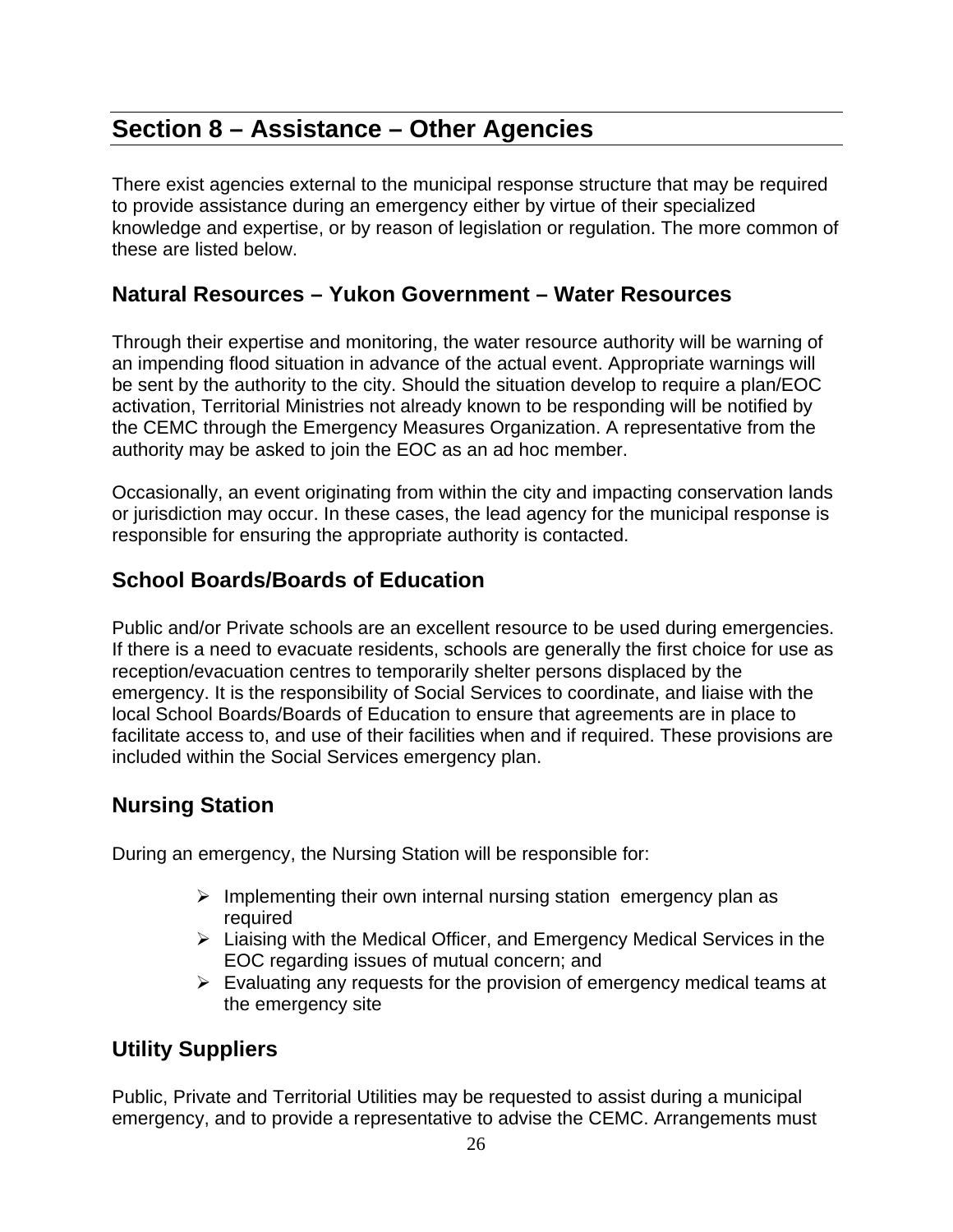# Section 8 – Assistance – Other Agencies

There exist agencies external to the municipal response structure that may be required to provide assistance during an emergency either by virtue of their specialized knowledge and expertise, or by reason of legislation or regulation. The more common of these are listed below.

## Natural Resources – Yukon Government – Water Resources

Through their expertise and monitoring, the water resource authority will be warning of an impending flood situation in advance of the actual event. Appropriate warnings will be sent by the authority to the city. Should the situation develop to require a plan/EOC activation, Territorial Ministries not already known to be responding will be notified by the CEMC through the Emergency Measures Organization. A representative from the authority may be asked to join the EOC as an ad hoc member.

Occasionally, an event originating from within the city and impacting conservation lands or jurisdiction may occur. In these cases, the lead agency for the municipal response is responsible for ensuring the appropriate authority is contacted.

## School Boards/Boards of Education

Public and/or Private schools are an excellent resource to be used during emergencies. If there is a need to evacuate residents, schools are generally the first choice for use as reception/evacuation centres to temporarily shelter persons displaced by the emergency. It is the responsibility of Social Services to coordinate, and liaise with the local School Boards/Boards of Education to ensure that agreements are in place to facilitate access to, and use of their facilities when and if required. These provisions are included within the Social Services emergency plan.

## Nursing Station

During an emergency, the Nursing Station will be responsible for:

- Implementing their own internal nursing station emergency plan as required
- Liaising with the Medical Officer, and Emergency Medical Services in the EOC regarding issues of mutual concern; and
- Evaluating any requests for the provision of emergency medical teams at the emergency site

## Utility Suppliers

Public, Private and Territorial Utilities may be requested to assist during a municipal emergency, and to provide a representative to advise the CEMC. Arrangements must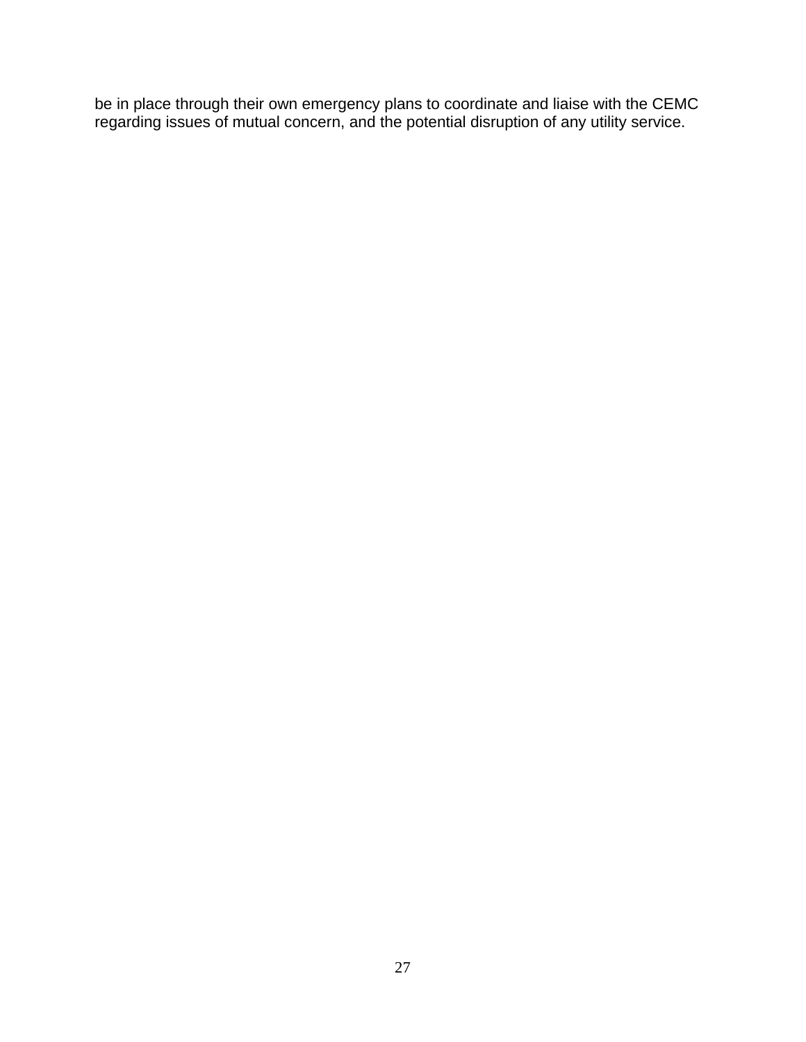be in place through their own emergency plans to coordinate and liaise with the CEMC regarding issues of mutual concern, and the potential disruption of any utility service.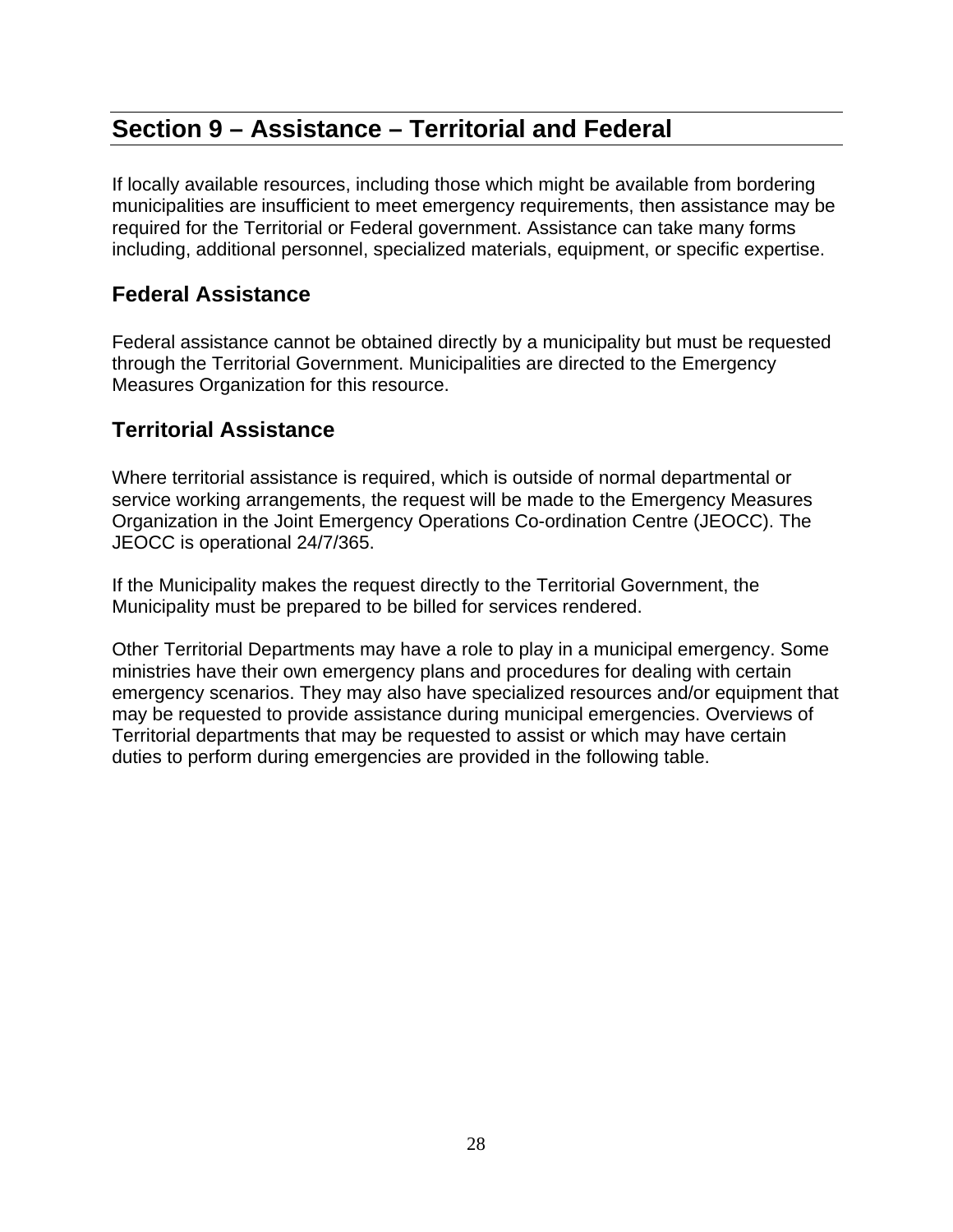# Section 9 – Assistance – Territorial and Federal

If locally available resources, including those which might be available from bordering municipalities are insufficient to meet emergency requirements, then assistance may be required for the Territorial or Federal government. Assistance can take many forms including, additional personnel, specialized materials, equipment, or specific expertise.

## Federal Assistance

Federal assistance cannot be obtained directly by a municipality but must be requested through the Territorial Government. Municipalities are directed to the Emergency Measures Organization for this resource.

## Territorial Assistance

Where territorial assistance is required, which is outside of normal departmental or service working arrangements, the request will be made to the Emergency Measures Organization in the Joint Emergency Operations Co-ordination Centre (JEOCC). The JEOCC is operational 24/7/365.

If the Municipality makes the request directly to the Territorial Government, the Municipality must be prepared to be billed for services rendered.

Other Territorial Departments may have a role to play in a municipal emergency. Some ministries have their own emergency plans and procedures for dealing with certain emergency scenarios. They may also have specialized resources and/or equipment that may be requested to provide assistance during municipal emergencies. Overviews of Territorial departments that may be requested to assist or which may have certain duties to perform during emergencies are provided in the following table.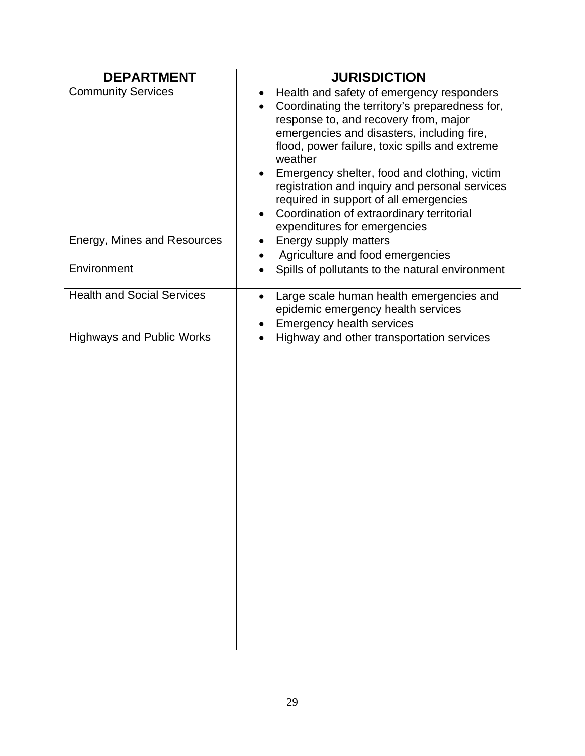| DEPARTMENT | JURISDICTION |
|---|---|
| Community Services | • Health and safety of emergency responders<br>• Coordinating the territory's preparedness for, response to, and recovery from, major emergencies and disasters, including fire, flood, power failure, toxic spills and extreme weather<br>• Emergency shelter, food and clothing, victim registration and inquiry and personal services required in support of all emergencies<br>• Coordination of extraordinary territorial expenditures for emergencies |
| Energy, Mines and Resources | • Energy supply matters<br>• Agriculture and food emergencies |
| Environment | • Spills of pollutants to the natural environment |
| Health and Social Services | • Large scale human health emergencies and epidemic emergency health services<br>• Emergency health services |
| Highways and Public Works | • Highway and other transportation services |
| | |
| | |
| | |
| | |
| | |
| | |
| | |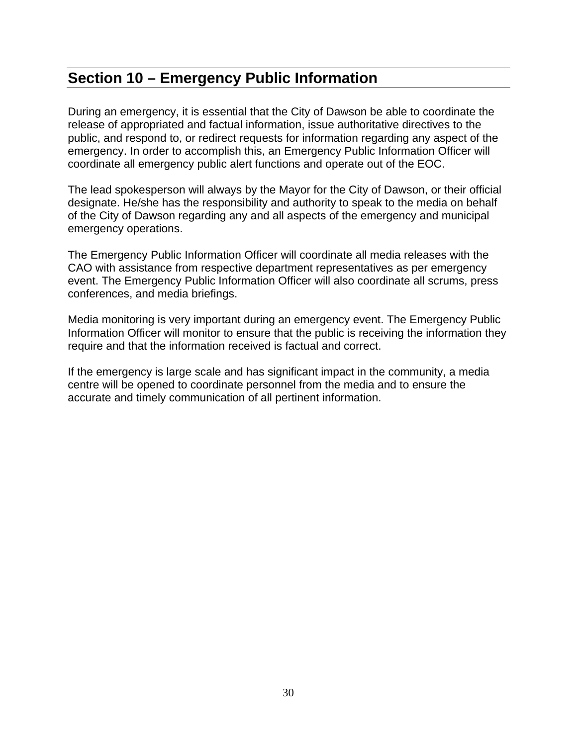## Section 10 – Emergency Public Information

During an emergency, it is essential that the City of Dawson be able to coordinate the release of appropriated and factual information, issue authoritative directives to the public, and respond to, or redirect requests for information regarding any aspect of the emergency. In order to accomplish this, an Emergency Public Information Officer will coordinate all emergency public alert functions and operate out of the EOC.

The lead spokesperson will always by the Mayor for the City of Dawson, or their official designate. He/she has the responsibility and authority to speak to the media on behalf of the City of Dawson regarding any and all aspects of the emergency and municipal emergency operations.

The Emergency Public Information Officer will coordinate all media releases with the CAO with assistance from respective department representatives as per emergency event. The Emergency Public Information Officer will also coordinate all scrums, press conferences, and media briefings.

Media monitoring is very important during an emergency event. The Emergency Public Information Officer will monitor to ensure that the public is receiving the information they require and that the information received is factual and correct.

If the emergency is large scale and has significant impact in the community, a media centre will be opened to coordinate personnel from the media and to ensure the accurate and timely communication of all pertinent information.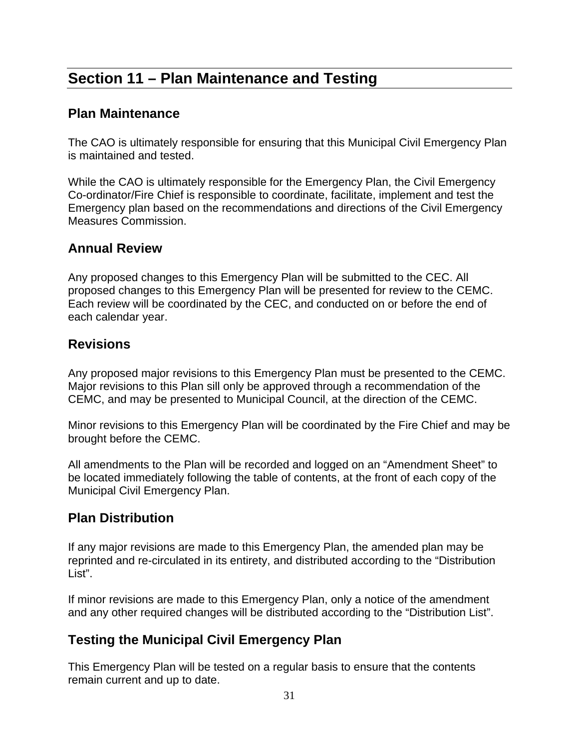# Section 11 – Plan Maintenance and Testing

## Plan Maintenance

The CAO is ultimately responsible for ensuring that this Municipal Civil Emergency Plan is maintained and tested.

While the CAO is ultimately responsible for the Emergency Plan, the Civil Emergency Co-ordinator/Fire Chief is responsible to coordinate, facilitate, implement and test the Emergency plan based on the recommendations and directions of the Civil Emergency Measures Commission.

## Annual Review

Any proposed changes to this Emergency Plan will be submitted to the CEC. All proposed changes to this Emergency Plan will be presented for review to the CEMC. Each review will be coordinated by the CEC, and conducted on or before the end of each calendar year.

## Revisions

Any proposed major revisions to this Emergency Plan must be presented to the CEMC. Major revisions to this Plan sill only be approved through a recommendation of the CEMC, and may be presented to Municipal Council, at the direction of the CEMC.

Minor revisions to this Emergency Plan will be coordinated by the Fire Chief and may be brought before the CEMC.

All amendments to the Plan will be recorded and logged on an "Amendment Sheet" to be located immediately following the table of contents, at the front of each copy of the Municipal Civil Emergency Plan.

## Plan Distribution

If any major revisions are made to this Emergency Plan, the amended plan may be reprinted and re-circulated in its entirety, and distributed according to the "Distribution List".

If minor revisions are made to this Emergency Plan, only a notice of the amendment and any other required changes will be distributed according to the "Distribution List".

## Testing the Municipal Civil Emergency Plan

This Emergency Plan will be tested on a regular basis to ensure that the contents remain current and up to date.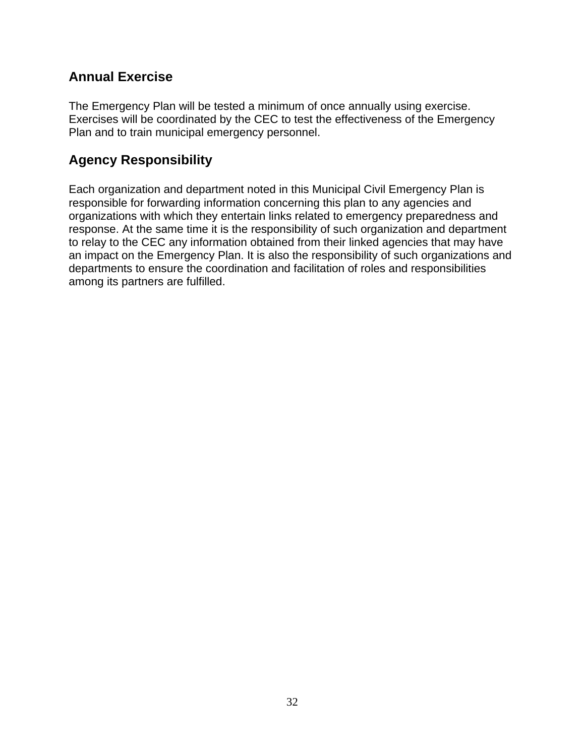## Annual Exercise

The Emergency Plan will be tested a minimum of once annually using exercise. Exercises will be coordinated by the CEC to test the effectiveness of the Emergency Plan and to train municipal emergency personnel.

## Agency Responsibility

Each organization and department noted in this Municipal Civil Emergency Plan is responsible for forwarding information concerning this plan to any agencies and organizations with which they entertain links related to emergency preparedness and response. At the same time it is the responsibility of such organization and department to relay to the CEC any information obtained from their linked agencies that may have an impact on the Emergency Plan. It is also the responsibility of such organizations and departments to ensure the coordination and facilitation of roles and responsibilities among its partners are fulfilled.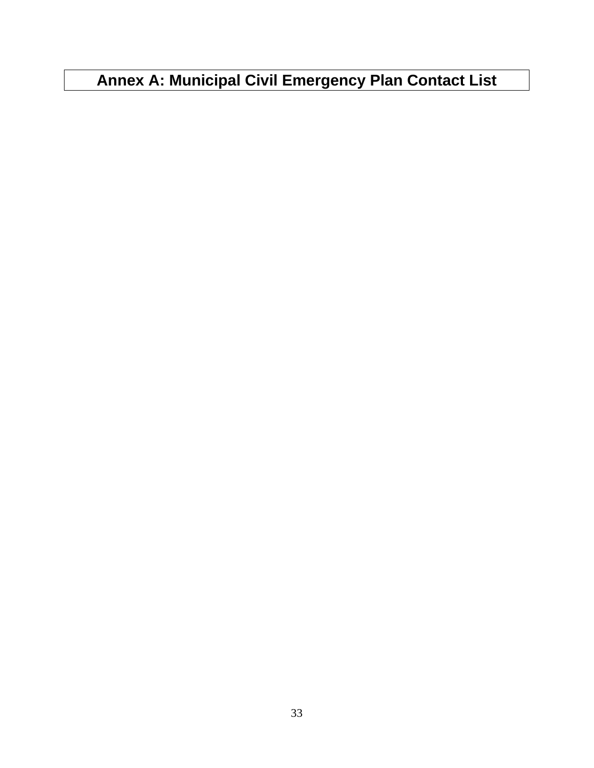# Annex A: Municipal Civil Emergency Plan Contact List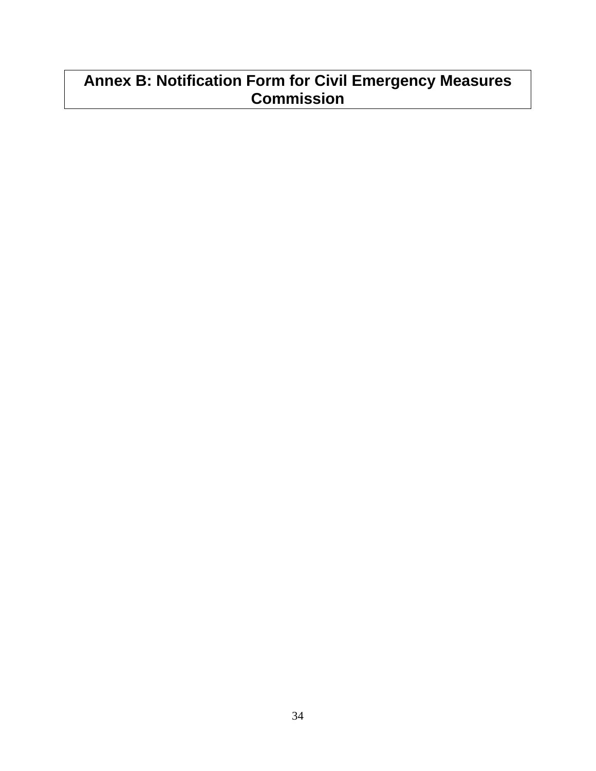# Annex B: Notification Form for Civil Emergency Measures Commission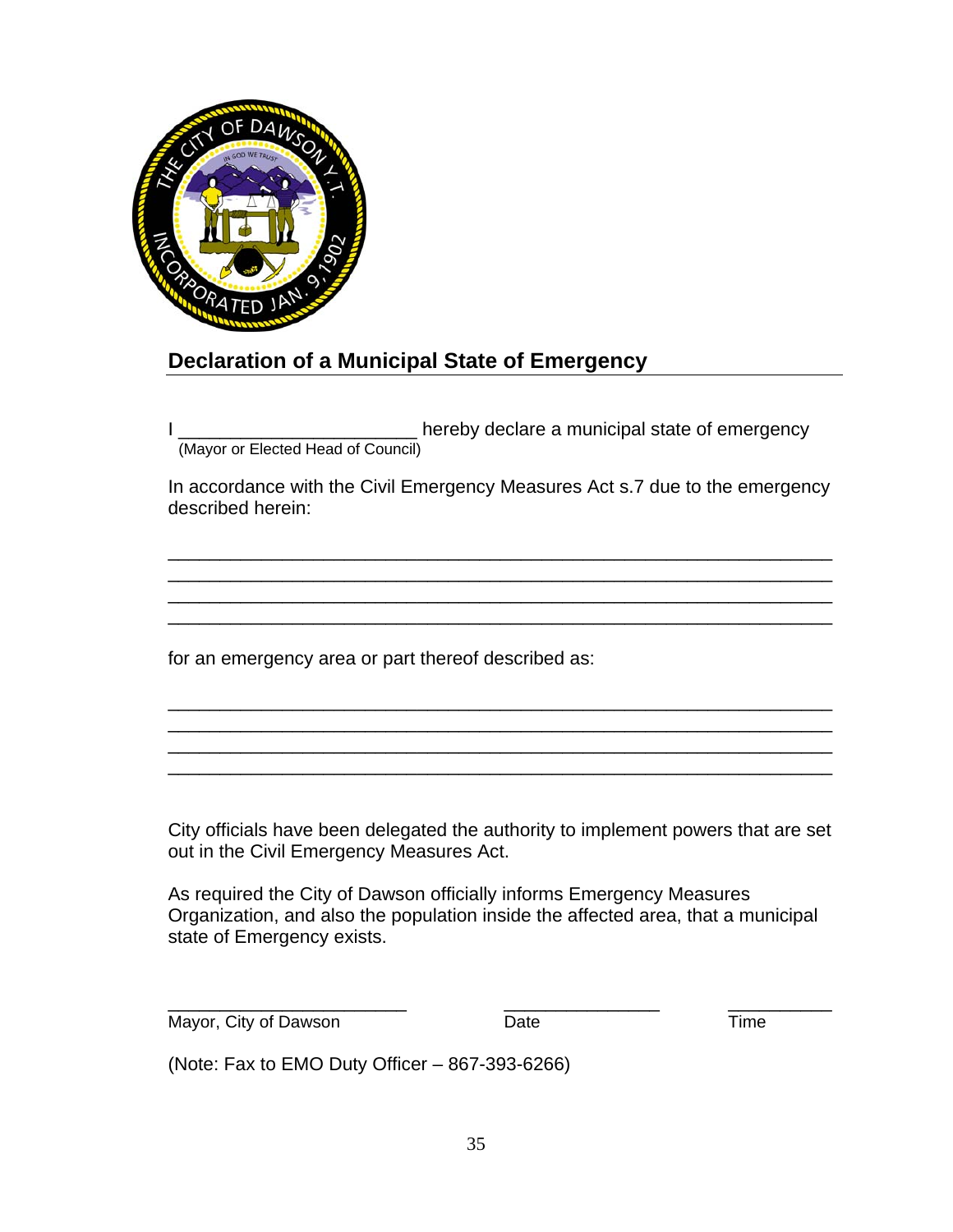## Declaration of a Municipal State of Emergency

I ______________________ hereby declare a municipal state of emergency
(Mayor or Elected Head of Council)

In accordance with the Civil Emergency Measures Act s.7 due to the emergency described herein:

______________________________________________________________
______________________________________________________________
______________________________________________________________
______________________________________________________________

for an emergency area or part thereof described as:

______________________________________________________________
______________________________________________________________
______________________________________________________________
______________________________________________________________

City officials have been delegated the authority to implement powers that are set out in the Civil Emergency Measures Act.

As required the City of Dawson officially informs Emergency Measures Organization, and also the population inside the affected area, that a municipal state of Emergency exists.

______________________ ______________ __________
Mayor, City of Dawson Date Time

(Note: Fax to EMO Duty Officer – 867-393-6266)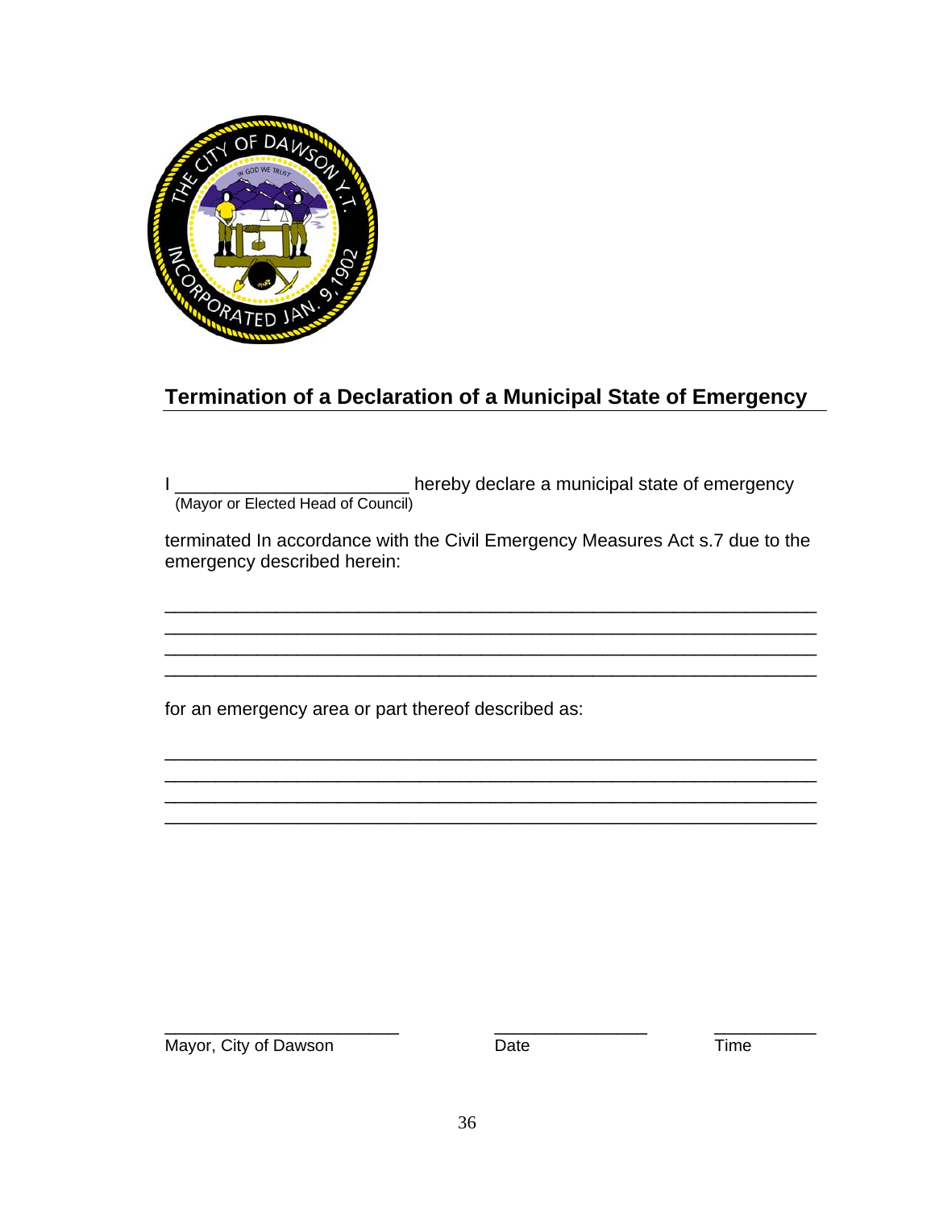## Termination of a Declaration of a Municipal State of Emergency

I ______________________ hereby declare a municipal state of emergency
(Mayor or Elected Head of Council)

terminated In accordance with the Civil Emergency Measures Act s.7 due to the emergency described herein:

______________________________________________________________
______________________________________________________________
______________________________________________________________
______________________________________________________________

for an emergency area or part thereof described as:

______________________________________________________________
______________________________________________________________
______________________________________________________________
______________________________________________________________

______________________ ______________ __________
Mayor, City of Dawson Date Time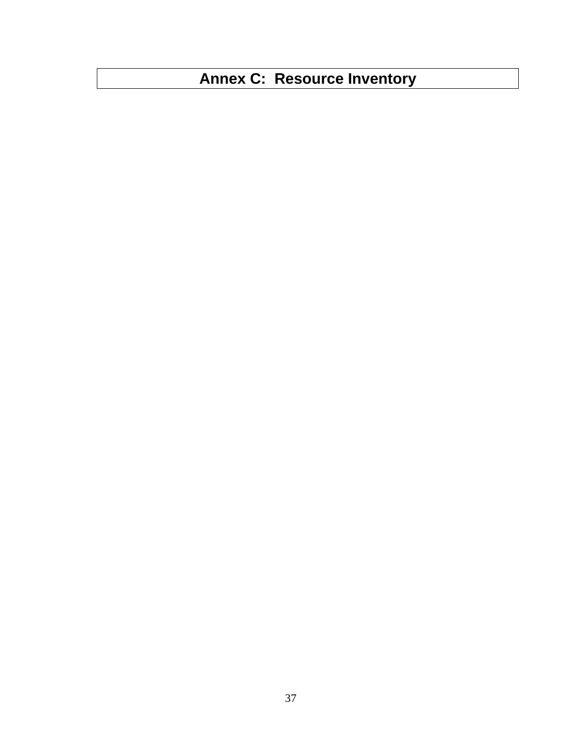# Annex C: Resource Inventory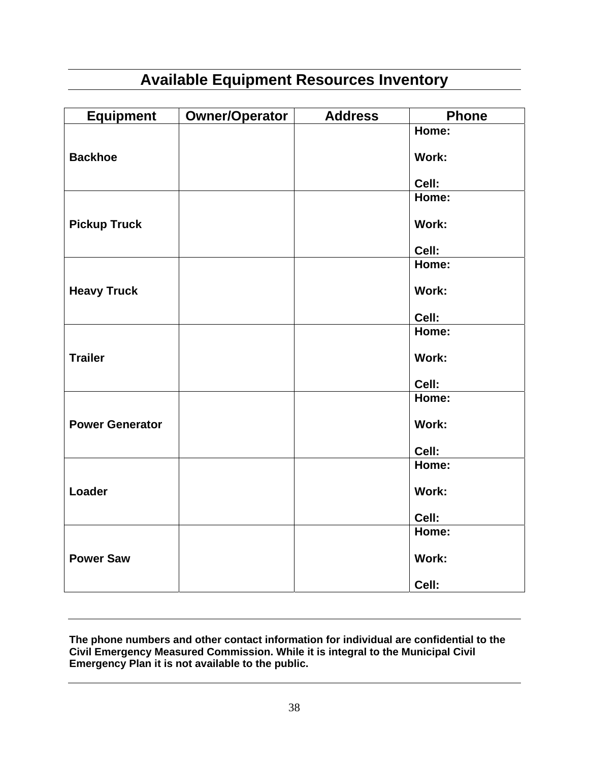## Available Equipment Resources Inventory

| Equipment | Owner/Operator | Address | Phone |
|---|---|---|---|
| **Backhoe** | | | **Home:** <br> **Work:** <br> **Cell:** |
| **Pickup Truck** | | | **Home:** <br> **Work:** <br> **Cell:** |
| **Heavy Truck** | | | **Home:** <br> **Work:** <br> **Cell:** |
| **Trailer** | | | **Home:** <br> **Work:** <br> **Cell:** |
| **Power Generator** | | | **Home:** <br> **Work:** <br> **Cell:** |
| **Loader** | | | **Home:** <br> **Work:** <br> **Cell:** |
| **Power Saw** | | | **Home:** <br> **Work:** <br> **Cell:** |

**The phone numbers and other contact information for individual are confidential to the Civil Emergency Measured Commission. While it is integral to the Municipal Civil Emergency Plan it is not available to the public.**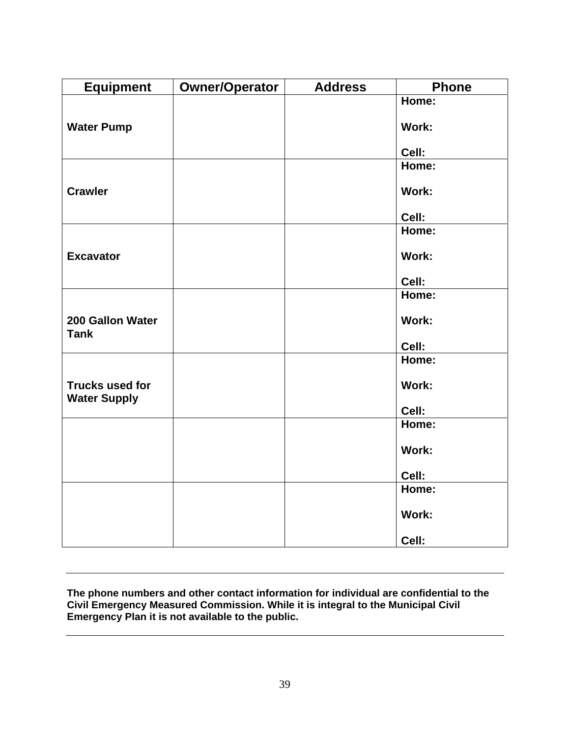| Equipment | Owner/Operator | Address | Phone |
|---|---|---|---|
| **Water Pump** | | | **Home:**<br><br>**Work:**<br><br>**Cell:** |
| **Crawler** | | | **Home:**<br><br>**Work:**<br><br>**Cell:** |
| **Excavator** | | | **Home:**<br><br>**Work:**<br><br>**Cell:** |
| **200 Gallon Water Tank** | | | **Home:**<br><br>**Work:**<br><br>**Cell:** |
| **Trucks used for Water Supply** | | | **Home:**<br><br>**Work:**<br><br>**Cell:** |
| | | | **Home:**<br><br>**Work:**<br><br>**Cell:** |
| | | | **Home:**<br><br>**Work:**<br><br>**Cell:** |

---

**The phone numbers and other contact information for individual are confidential to the Civil Emergency Measured Commission. While it is integral to the Municipal Civil Emergency Plan it is not available to the public.**

---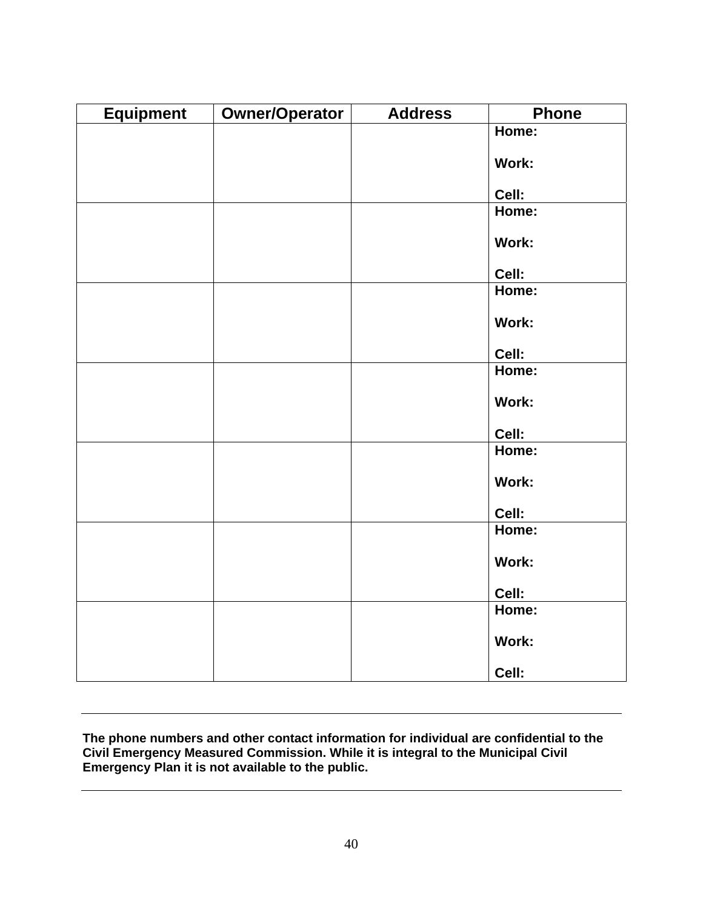| Equipment | Owner/Operator | Address | Phone |
|---|---|---|---|
| | | | **Home:**<br><br>**Work:**<br><br>**Cell:** |
| | | | **Home:**<br><br>**Work:**<br><br>**Cell:** |
| | | | **Home:**<br><br>**Work:**<br><br>**Cell:** |
| | | | **Home:**<br><br>**Work:**<br><br>**Cell:** |
| | | | **Home:**<br><br>**Work:**<br><br>**Cell:** |
| | | | **Home:**<br><br>**Work:**<br><br>**Cell:** |
| | | | **Home:**<br><br>**Work:**<br><br>**Cell:** |

---

**The phone numbers and other contact information for individual are confidential to the Civil Emergency Measured Commission. While it is integral to the Municipal Civil Emergency Plan it is not available to the public.**

---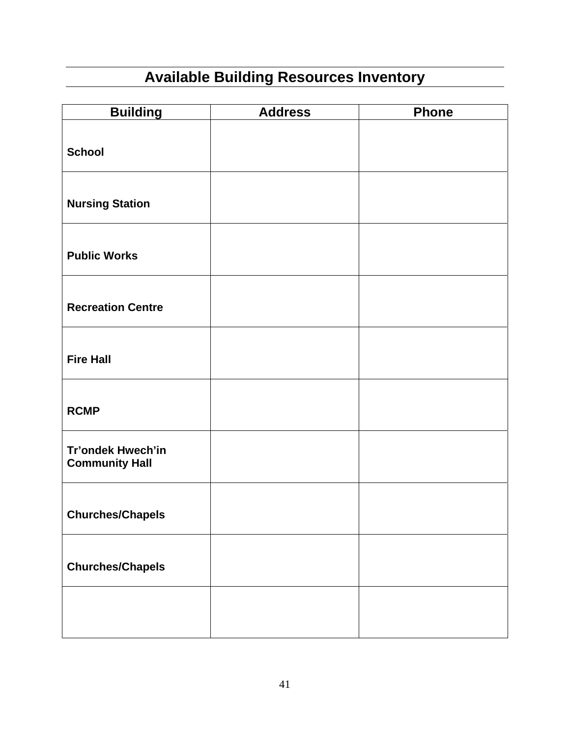## Available Building Resources Inventory

| Building | Address | Phone |
|---|---|---|
| **School** | | |
| **Nursing Station** | | |
| **Public Works** | | |
| **Recreation Centre** | | |
| **Fire Hall** | | |
| **RCMP** | | |
| **Tr'ondek Hwech'in Community Hall** | | |
| **Churches/Chapels** | | |
| **Churches/Chapels** | | |
| | | |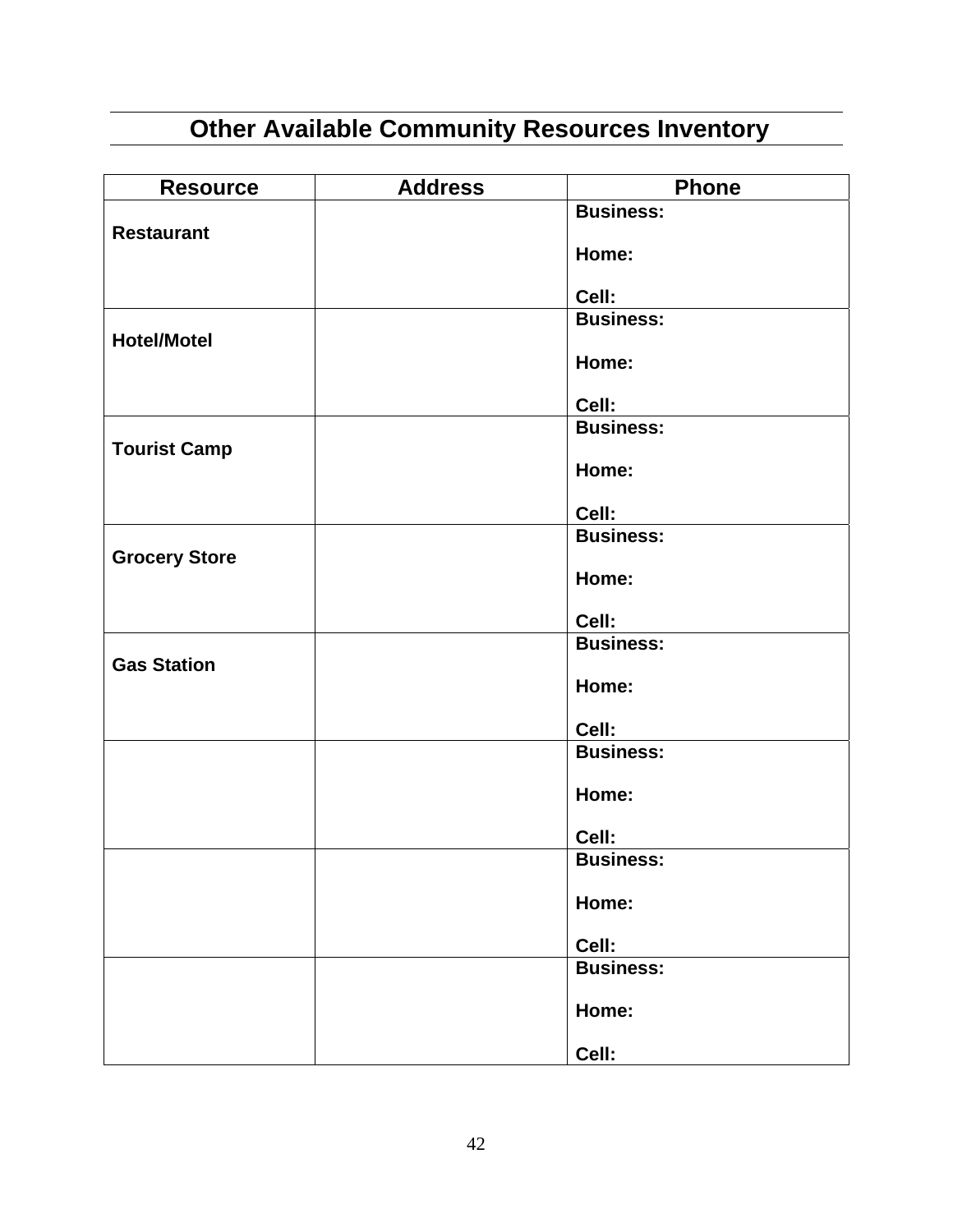## Other Available Community Resources Inventory

| Resource | Address | Phone |
|---|---|---|
| **Restaurant** | | **Business:**<br><br>**Home:**<br><br>**Cell:** |
| **Hotel/Motel** | | **Business:**<br><br>**Home:**<br><br>**Cell:** |
| **Tourist Camp** | | **Business:**<br><br>**Home:**<br><br>**Cell:** |
| **Grocery Store** | | **Business:**<br><br>**Home:**<br><br>**Cell:** |
| **Gas Station** | | **Business:**<br><br>**Home:**<br><br>**Cell:** |
| | | **Business:**<br><br>**Home:**<br><br>**Cell:** |
| | | **Business:**<br><br>**Home:**<br><br>**Cell:** |
| | | **Business:**<br><br>**Home:**<br><br>**Cell:** |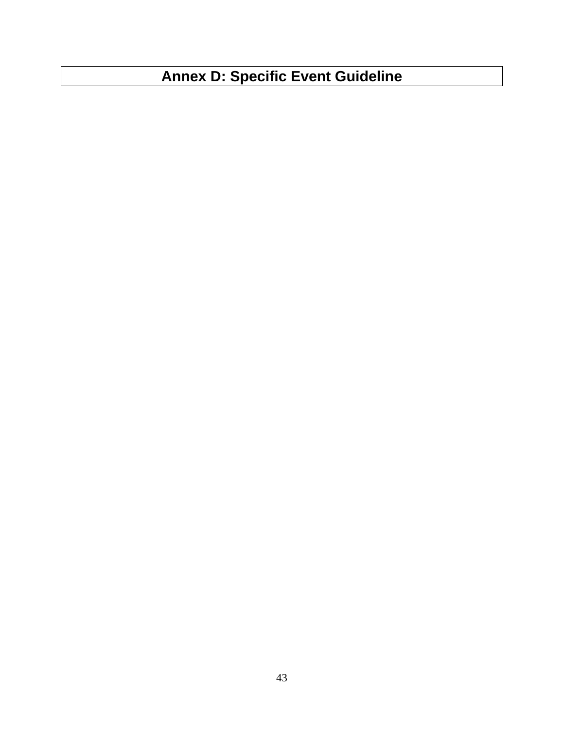# Annex D: Specific Event Guideline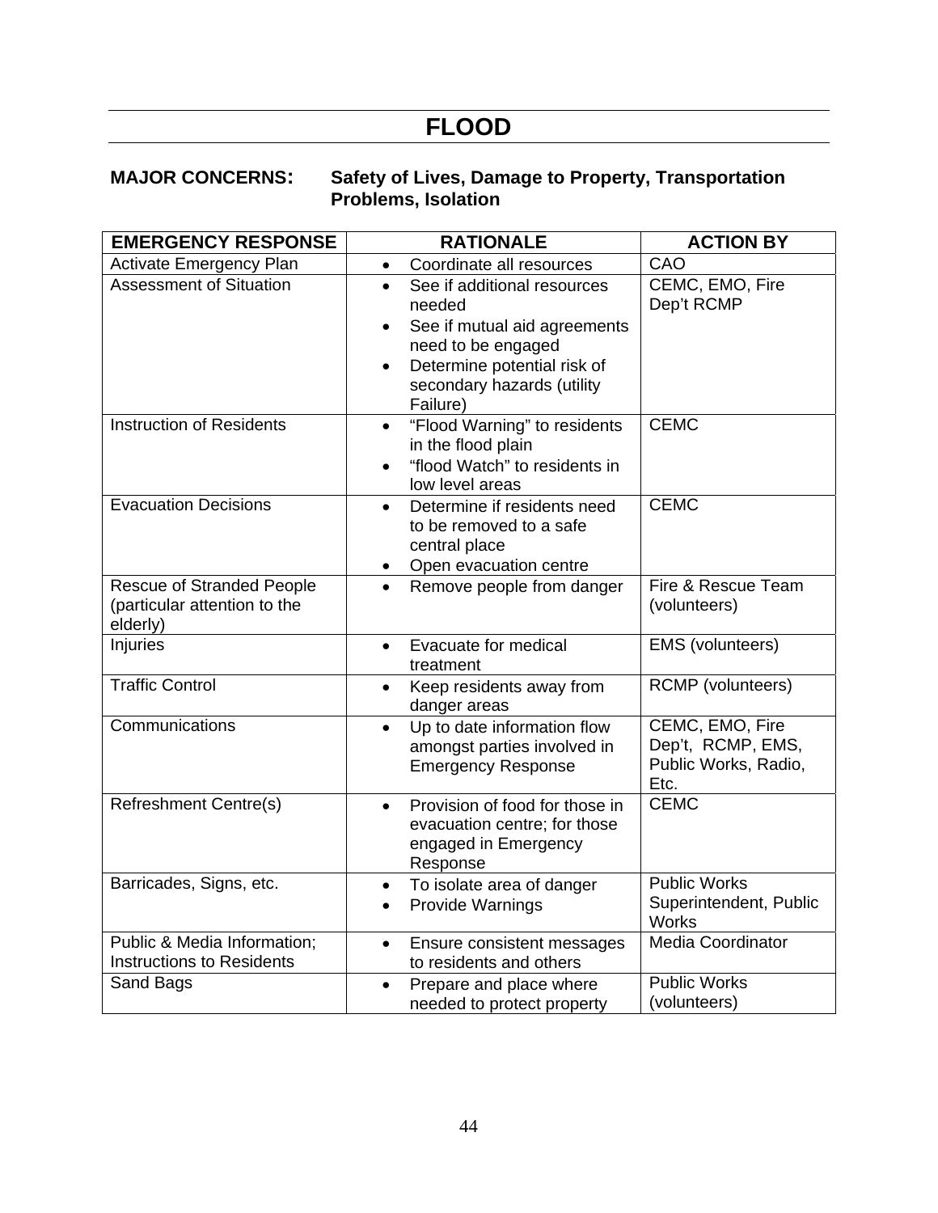# FLOOD

**MAJOR CONCERNS:** **Safety of Lives, Damage to Property, Transportation Problems, Isolation**

| EMERGENCY RESPONSE | RATIONALE | ACTION BY |
|---|---|---|
| Activate Emergency Plan | • Coordinate all resources | CAO |
| Assessment of Situation | • See if additional resources needed<br>• See if mutual aid agreements need to be engaged<br>• Determine potential risk of secondary hazards (utility Failure) | CEMC, EMO, Fire Dep't RCMP |
| Instruction of Residents | • "Flood Warning" to residents in the flood plain<br>• "flood Watch" to residents in low level areas | CEMC |
| Evacuation Decisions | • Determine if residents need to be removed to a safe central place<br>• Open evacuation centre | CEMC |
| Rescue of Stranded People (particular attention to the elderly) | • Remove people from danger | Fire & Rescue Team (volunteers) |
| Injuries | • Evacuate for medical treatment | EMS (volunteers) |
| Traffic Control | • Keep residents away from danger areas | RCMP (volunteers) |
| Communications | • Up to date information flow amongst parties involved in Emergency Response | CEMC, EMO, Fire Dep't, RCMP, EMS, Public Works, Radio, Etc. |
| Refreshment Centre(s) | • Provision of food for those in evacuation centre; for those engaged in Emergency Response | CEMC |
| Barricades, Signs, etc. | • To isolate area of danger<br>• Provide Warnings | Public Works Superintendent, Public Works |
| Public & Media Information; Instructions to Residents | • Ensure consistent messages to residents and others | Media Coordinator |
| Sand Bags | • Prepare and place where needed to protect property | Public Works (volunteers) |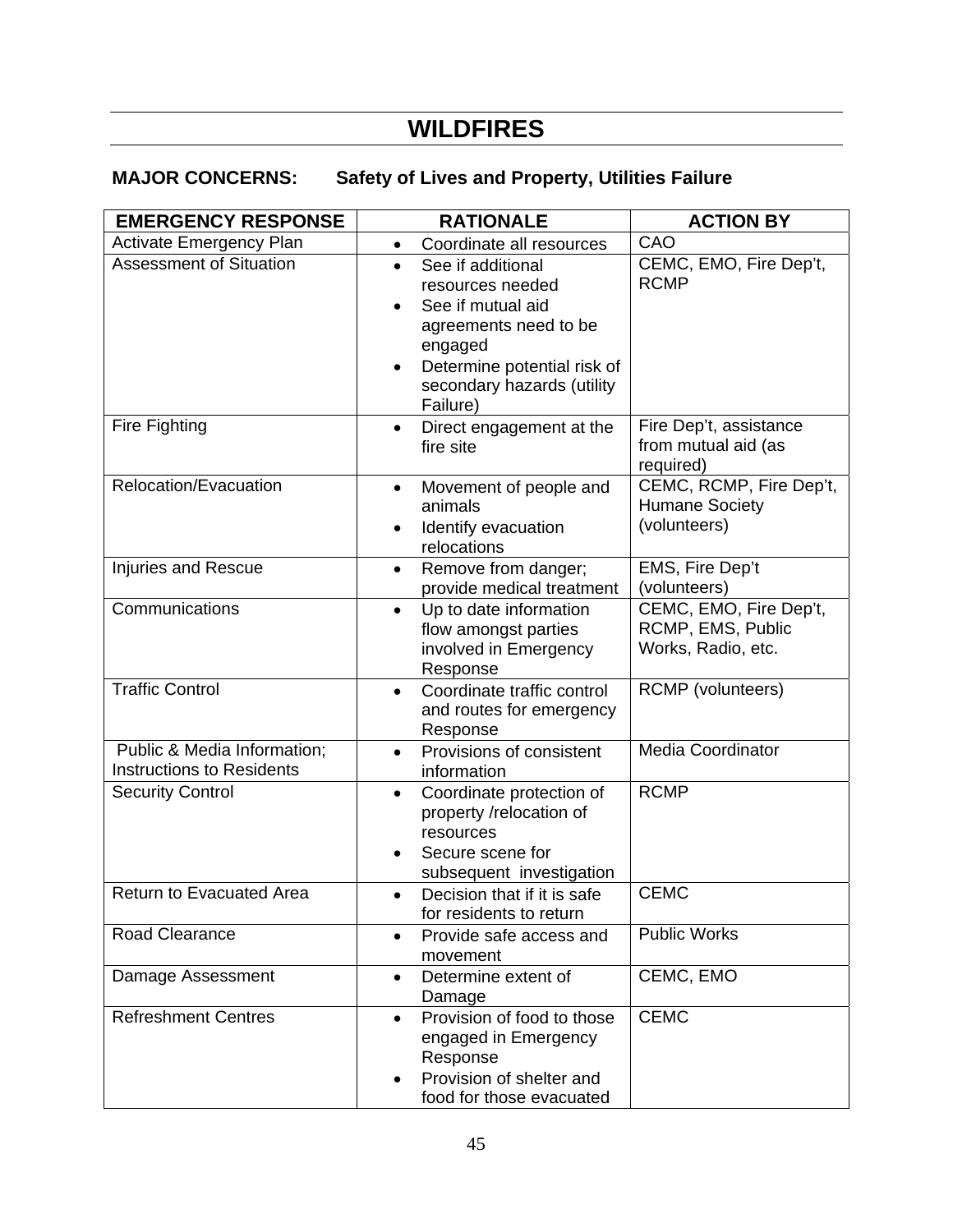# WILDFIRES

**MAJOR CONCERNS: Safety of Lives and Property, Utilities Failure**

| EMERGENCY RESPONSE | RATIONALE | ACTION BY |
|---|---|---|
| Activate Emergency Plan | • Coordinate all resources | CAO |
| Assessment of Situation | • See if additional resources needed<br>• See if mutual aid agreements need to be engaged<br>• Determine potential risk of secondary hazards (utility Failure) | CEMC, EMO, Fire Dep't, RCMP |
| Fire Fighting | • Direct engagement at the fire site | Fire Dep't, assistance from mutual aid (as required) |
| Relocation/Evacuation | • Movement of people and animals<br>• Identify evacuation relocations | CEMC, RCMP, Fire Dep't, Humane Society (volunteers) |
| Injuries and Rescue | • Remove from danger; provide medical treatment | EMS, Fire Dep't (volunteers) |
| Communications | • Up to date information flow amongst parties involved in Emergency Response | CEMC, EMO, Fire Dep't, RCMP, EMS, Public Works, Radio, etc. |
| Traffic Control | • Coordinate traffic control and routes for emergency Response | RCMP (volunteers) |
| Public & Media Information; Instructions to Residents | • Provisions of consistent information | Media Coordinator |
| Security Control | • Coordinate protection of property /relocation of resources<br>• Secure scene for subsequent investigation | RCMP |
| Return to Evacuated Area | • Decision that if it is safe for residents to return | CEMC |
| Road Clearance | • Provide safe access and movement | Public Works |
| Damage Assessment | • Determine extent of Damage | CEMC, EMO |
| Refreshment Centres | • Provision of food to those engaged in Emergency Response<br>• Provision of shelter and food for those evacuated | CEMC |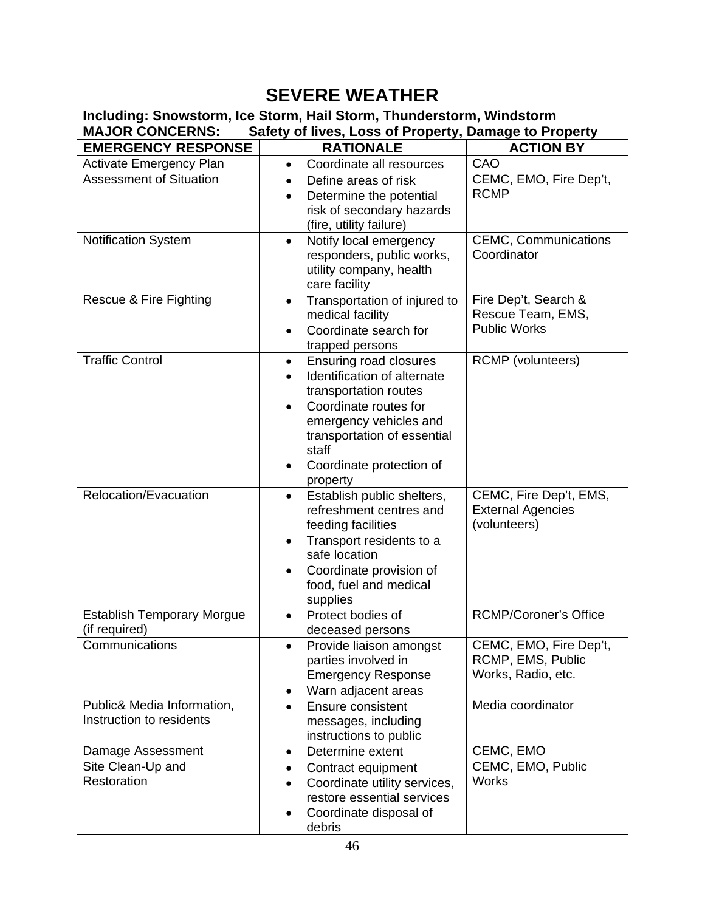# SEVERE WEATHER

**Including: Snowstorm, Ice Storm, Hail Storm, Thunderstorm, Windstorm**
**MAJOR CONCERNS: Safety of lives, Loss of Property, Damage to Property**

| EMERGENCY RESPONSE | RATIONALE | ACTION BY |
|---|---|---|
| Activate Emergency Plan | • Coordinate all resources | CAO |
| Assessment of Situation | • Define areas of risk<br>• Determine the potential risk of secondary hazards (fire, utility failure) | CEMC, EMO, Fire Dep't, RCMP |
| Notification System | • Notify local emergency responders, public works, utility company, health care facility | CEMC, Communications Coordinator |
| Rescue & Fire Fighting | • Transportation of injured to medical facility<br>• Coordinate search for trapped persons | Fire Dep't, Search & Rescue Team, EMS, Public Works |
| Traffic Control | • Ensuring road closures<br>• Identification of alternate transportation routes<br>• Coordinate routes for emergency vehicles and transportation of essential staff<br>• Coordinate protection of property | RCMP (volunteers) |
| Relocation/Evacuation | • Establish public shelters, refreshment centres and feeding facilities<br>• Transport residents to a safe location<br>• Coordinate provision of food, fuel and medical supplies | CEMC, Fire Dep't, EMS, External Agencies (volunteers) |
| Establish Temporary Morgue (if required) | • Protect bodies of deceased persons | RCMP/Coroner's Office |
| Communications | • Provide liaison amongst parties involved in Emergency Response<br>• Warn adjacent areas | CEMC, EMO, Fire Dep't, RCMP, EMS, Public Works, Radio, etc. |
| Public& Media Information, Instruction to residents | • Ensure consistent messages, including instructions to public | Media coordinator |
| Damage Assessment | • Determine extent | CEMC, EMO |
| Site Clean-Up and Restoration | • Contract equipment<br>• Coordinate utility services, restore essential services<br>• Coordinate disposal of debris | CEMC, EMO, Public Works |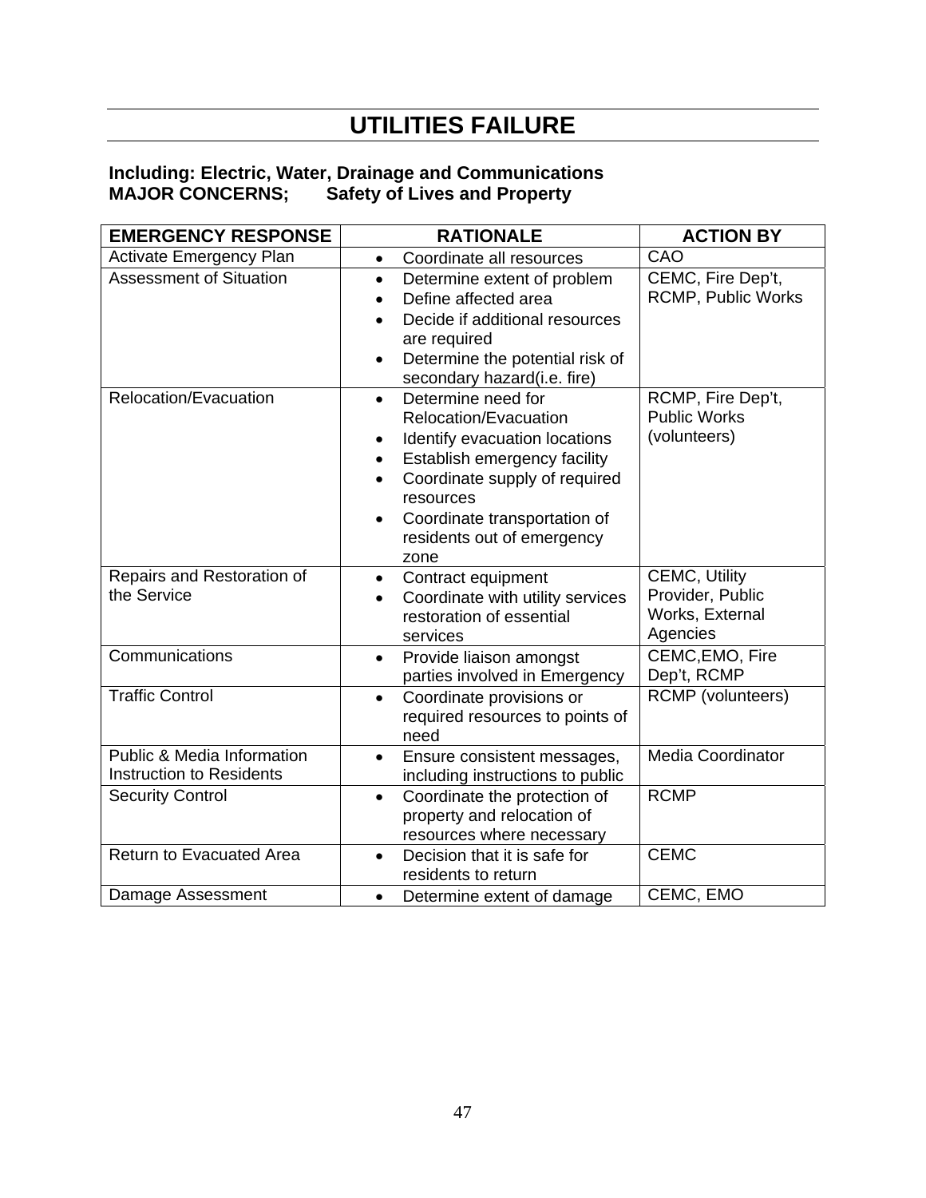# UTILITIES FAILURE

**Including: Electric, Water, Drainage and Communications**
**MAJOR CONCERNS; Safety of Lives and Property**

| EMERGENCY RESPONSE | RATIONALE | ACTION BY |
|---|---|---|
| Activate Emergency Plan | • Coordinate all resources | CAO |
| Assessment of Situation | • Determine extent of problem<br>• Define affected area<br>• Decide if additional resources are required<br>• Determine the potential risk of secondary hazard(i.e. fire) | CEMC, Fire Dep't, RCMP, Public Works |
| Relocation/Evacuation | • Determine need for Relocation/Evacuation<br>• Identify evacuation locations<br>• Establish emergency facility<br>• Coordinate supply of required resources<br>• Coordinate transportation of residents out of emergency zone | RCMP, Fire Dep't, Public Works (volunteers) |
| Repairs and Restoration of the Service | • Contract equipment<br>• Coordinate with utility services restoration of essential services | CEMC, Utility Provider, Public Works, External Agencies |
| Communications | • Provide liaison amongst parties involved in Emergency | CEMC,EMO, Fire Dep't, RCMP |
| Traffic Control | • Coordinate provisions or required resources to points of need | RCMP (volunteers) |
| Public & Media Information Instruction to Residents | • Ensure consistent messages, including instructions to public | Media Coordinator |
| Security Control | • Coordinate the protection of property and relocation of resources where necessary | RCMP |
| Return to Evacuated Area | • Decision that it is safe for residents to return | CEMC |
| Damage Assessment | • Determine extent of damage | CEMC, EMO |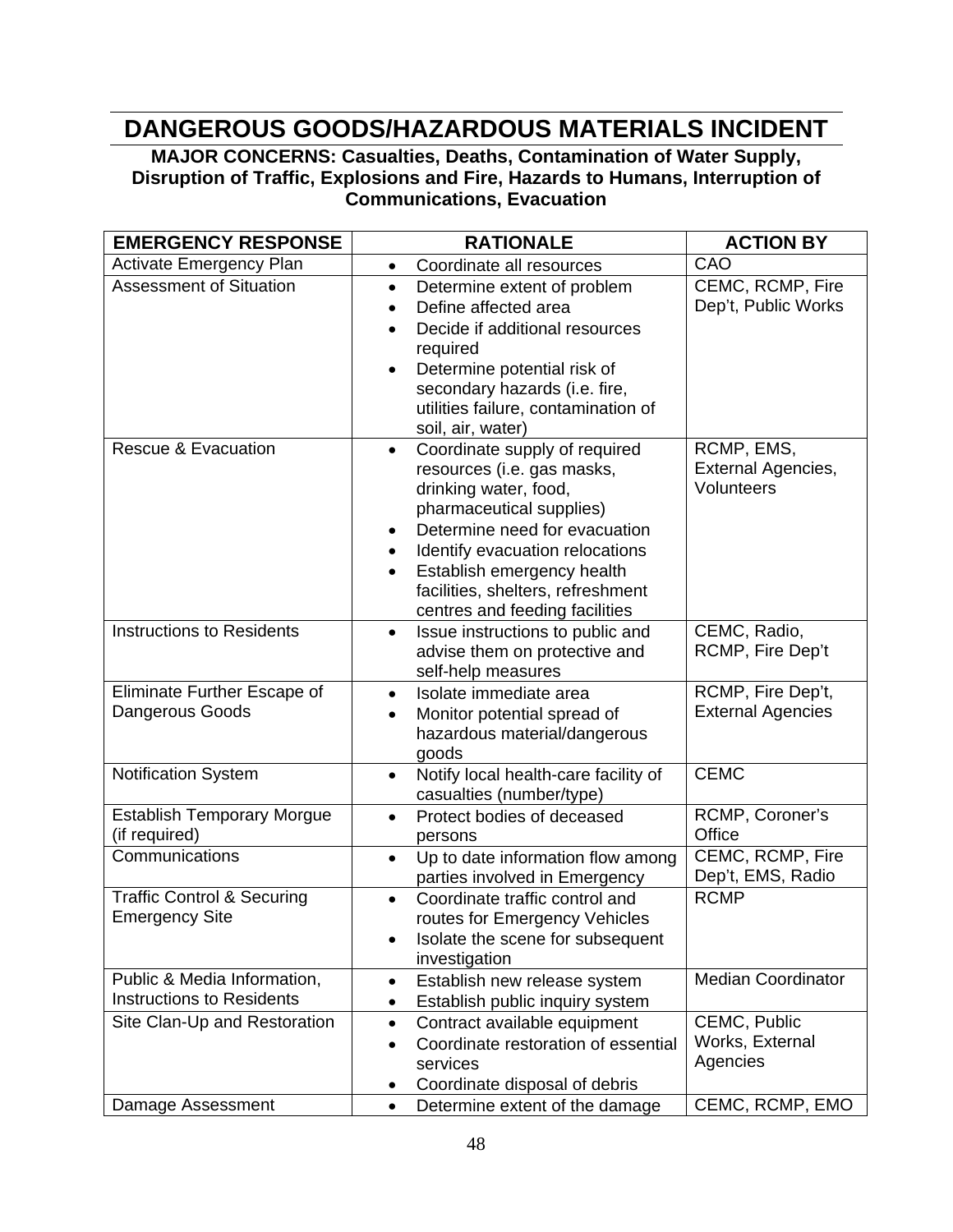# DANGEROUS GOODS/HAZARDOUS MATERIALS INCIDENT

**MAJOR CONCERNS: Casualties, Deaths, Contamination of Water Supply, Disruption of Traffic, Explosions and Fire, Hazards to Humans, Interruption of Communications, Evacuation**

| EMERGENCY RESPONSE | RATIONALE | ACTION BY |
|---|---|---|
| Activate Emergency Plan | • Coordinate all resources | CAO |
| Assessment of Situation | • Determine extent of problem<br>• Define affected area<br>• Decide if additional resources required<br>• Determine potential risk of secondary hazards (i.e. fire, utilities failure, contamination of soil, air, water) | CEMC, RCMP, Fire Dep't, Public Works |
| Rescue & Evacuation | • Coordinate supply of required resources (i.e. gas masks, drinking water, food, pharmaceutical supplies)<br>• Determine need for evacuation<br>• Identify evacuation relocations<br>• Establish emergency health facilities, shelters, refreshment centres and feeding facilities | RCMP, EMS, External Agencies, Volunteers |
| Instructions to Residents | • Issue instructions to public and advise them on protective and self-help measures | CEMC, Radio, RCMP, Fire Dep't |
| Eliminate Further Escape of Dangerous Goods | • Isolate immediate area<br>• Monitor potential spread of hazardous material/dangerous goods | RCMP, Fire Dep't, External Agencies |
| Notification System | • Notify local health-care facility of casualties (number/type) | CEMC |
| Establish Temporary Morgue (if required) | • Protect bodies of deceased persons | RCMP, Coroner's Office |
| Communications | • Up to date information flow among parties involved in Emergency | CEMC, RCMP, Fire Dep't, EMS, Radio |
| Traffic Control & Securing Emergency Site | • Coordinate traffic control and routes for Emergency Vehicles<br>• Isolate the scene for subsequent investigation | RCMP |
| Public & Media Information, Instructions to Residents | • Establish new release system<br>• Establish public inquiry system | Median Coordinator |
| Site Clan-Up and Restoration | • Contract available equipment<br>• Coordinate restoration of essential services<br>• Coordinate disposal of debris | CEMC, Public Works, External Agencies |
| Damage Assessment | • Determine extent of the damage | CEMC, RCMP, EMO |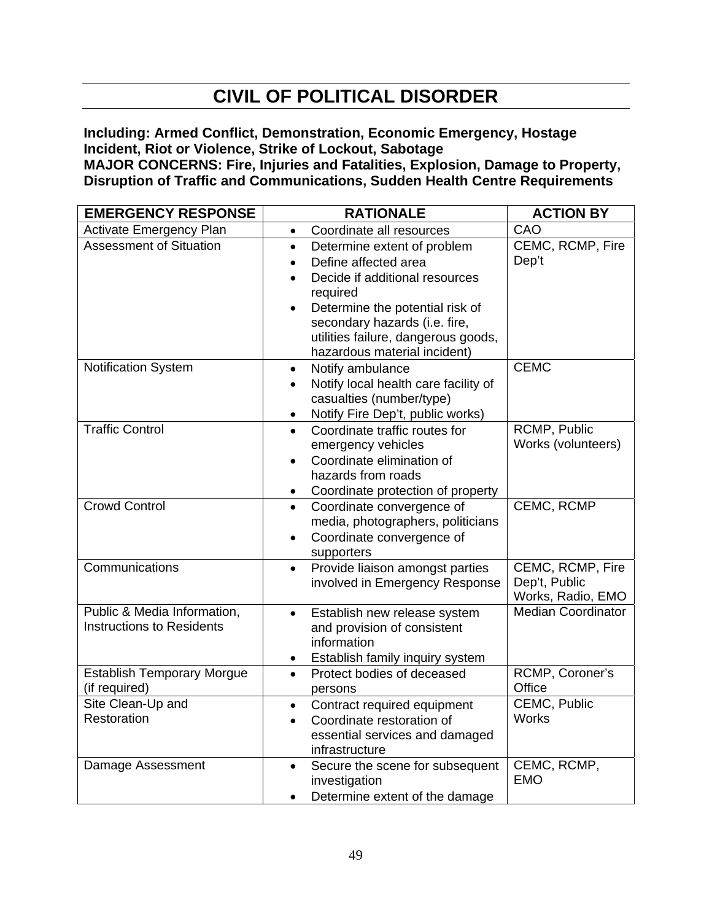# CIVIL OF POLITICAL DISORDER

**Including: Armed Conflict, Demonstration, Economic Emergency, Hostage Incident, Riot or Violence, Strike of Lockout, Sabotage**
**MAJOR CONCERNS: Fire, Injuries and Fatalities, Explosion, Damage to Property, Disruption of Traffic and Communications, Sudden Health Centre Requirements**

| EMERGENCY RESPONSE | RATIONALE | ACTION BY |
|---|---|---|
| Activate Emergency Plan | • Coordinate all resources | CAO |
| Assessment of Situation | • Determine extent of problem<br>• Define affected area<br>• Decide if additional resources required<br>• Determine the potential risk of secondary hazards (i.e. fire, utilities failure, dangerous goods, hazardous material incident) | CEMC, RCMP, Fire Dep't |
| Notification System | • Notify ambulance<br>• Notify local health care facility of casualties (number/type)<br>• Notify Fire Dep't, public works) | CEMC |
| Traffic Control | • Coordinate traffic routes for emergency vehicles<br>• Coordinate elimination of hazards from roads<br>• Coordinate protection of property | RCMP, Public Works (volunteers) |
| Crowd Control | • Coordinate convergence of media, photographers, politicians<br>• Coordinate convergence of supporters | CEMC, RCMP |
| Communications | • Provide liaison amongst parties involved in Emergency Response | CEMC, RCMP, Fire Dep't, Public Works, Radio, EMO |
| Public & Media Information, Instructions to Residents | • Establish new release system and provision of consistent information<br>• Establish family inquiry system | Median Coordinator |
| Establish Temporary Morgue (if required) | • Protect bodies of deceased persons | RCMP, Coroner's Office |
| Site Clean-Up and Restoration | • Contract required equipment<br>• Coordinate restoration of essential services and damaged infrastructure | CEMC, Public Works |
| Damage Assessment | • Secure the scene for subsequent investigation<br>• Determine extent of the damage | CEMC, RCMP, EMO |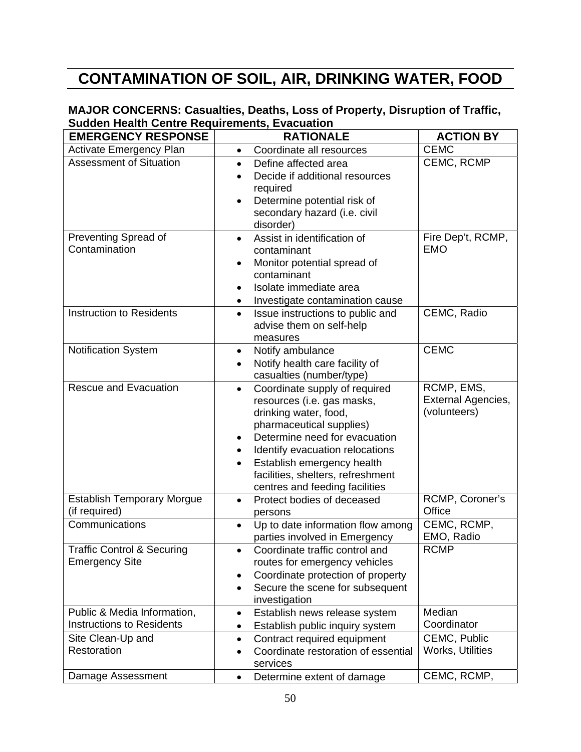# CONTAMINATION OF SOIL, AIR, DRINKING WATER, FOOD

**MAJOR CONCERNS: Casualties, Deaths, Loss of Property, Disruption of Traffic, Sudden Health Centre Requirements, Evacuation**

| EMERGENCY RESPONSE | RATIONALE | ACTION BY |
|---|---|---|
| Activate Emergency Plan | • Coordinate all resources | CEMC |
| Assessment of Situation | • Define affected area<br>• Decide if additional resources required<br>• Determine potential risk of secondary hazard (i.e. civil disorder) | CEMC, RCMP |
| Preventing Spread of Contamination | • Assist in identification of contaminant<br>• Monitor potential spread of contaminant<br>• Isolate immediate area<br>• Investigate contamination cause | Fire Dep't, RCMP, EMO |
| Instruction to Residents | • Issue instructions to public and advise them on self-help measures | CEMC, Radio |
| Notification System | • Notify ambulance<br>• Notify health care facility of casualties (number/type) | CEMC |
| Rescue and Evacuation | • Coordinate supply of required resources (i.e. gas masks, drinking water, food, pharmaceutical supplies)<br>• Determine need for evacuation<br>• Identify evacuation relocations<br>• Establish emergency health facilities, shelters, refreshment centres and feeding facilities | RCMP, EMS, External Agencies, (volunteers) |
| Establish Temporary Morgue (if required) | • Protect bodies of deceased persons | RCMP, Coroner's Office |
| Communications | • Up to date information flow among parties involved in Emergency | CEMC, RCMP, EMO, Radio |
| Traffic Control & Securing Emergency Site | • Coordinate traffic control and routes for emergency vehicles<br>• Coordinate protection of property<br>• Secure the scene for subsequent investigation | RCMP |
| Public & Media Information, Instructions to Residents | • Establish news release system<br>• Establish public inquiry system | Median Coordinator |
| Site Clean-Up and Restoration | • Contract required equipment<br>• Coordinate restoration of essential services | CEMC, Public Works, Utilities |
| Damage Assessment | • Determine extent of damage | CEMC, RCMP, |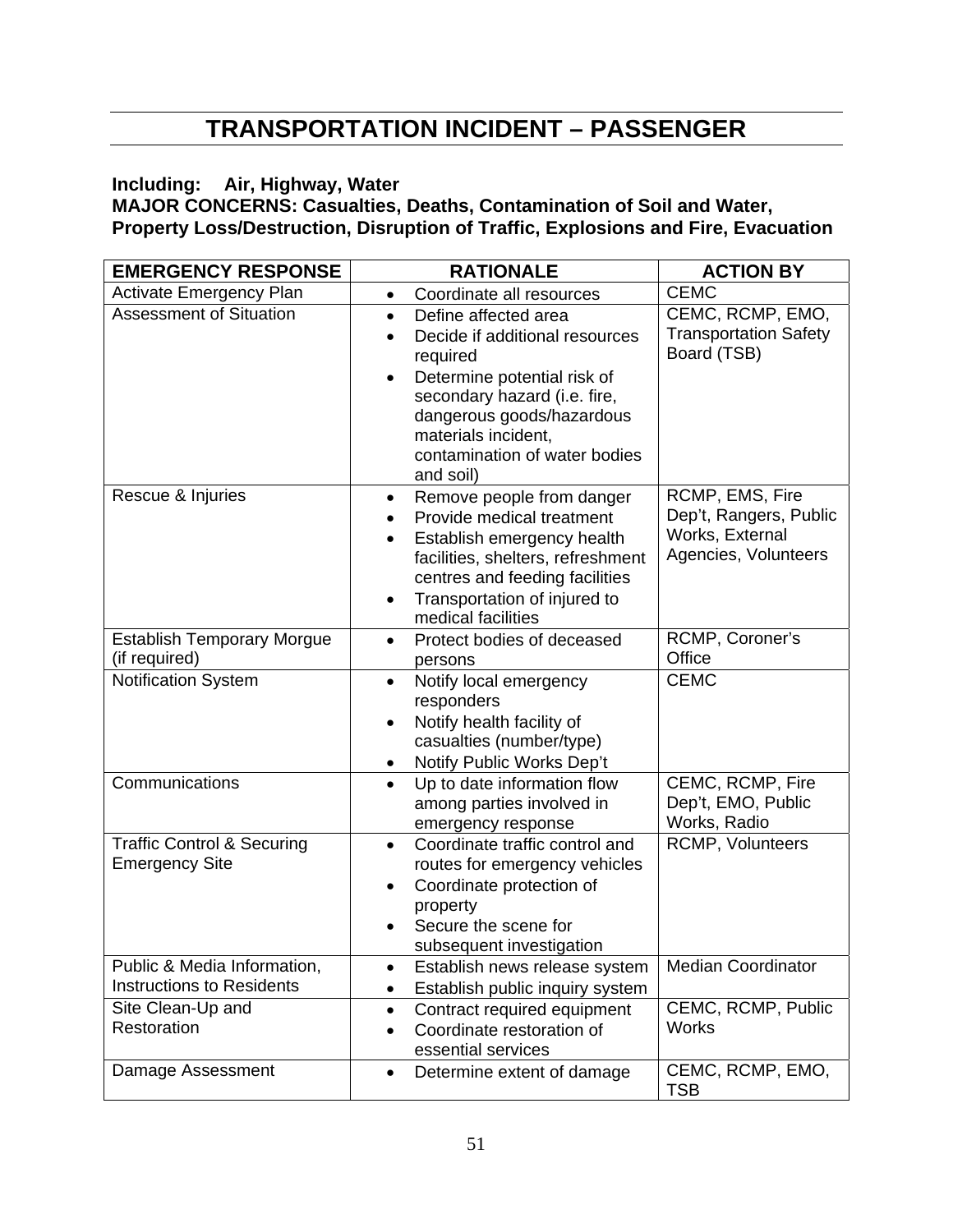# TRANSPORTATION INCIDENT – PASSENGER

**Including: Air, Highway, Water**
**MAJOR CONCERNS: Casualties, Deaths, Contamination of Soil and Water, Property Loss/Destruction, Disruption of Traffic, Explosions and Fire, Evacuation**

| EMERGENCY RESPONSE | RATIONALE | ACTION BY |
|---|---|---|
| Activate Emergency Plan | • Coordinate all resources | CEMC |
| Assessment of Situation | • Define affected area<br>• Decide if additional resources required<br>• Determine potential risk of secondary hazard (i.e. fire, dangerous goods/hazardous materials incident, contamination of water bodies and soil) | CEMC, RCMP, EMO, Transportation Safety Board (TSB) |
| Rescue & Injuries | • Remove people from danger<br>• Provide medical treatment<br>• Establish emergency health facilities, shelters, refreshment centres and feeding facilities<br>• Transportation of injured to medical facilities | RCMP, EMS, Fire Dep't, Rangers, Public Works, External Agencies, Volunteers |
| Establish Temporary Morgue (if required) | • Protect bodies of deceased persons | RCMP, Coroner's Office |
| Notification System | • Notify local emergency responders<br>• Notify health facility of casualties (number/type)<br>• Notify Public Works Dep't | CEMC |
| Communications | • Up to date information flow among parties involved in emergency response | CEMC, RCMP, Fire Dep't, EMO, Public Works, Radio |
| Traffic Control & Securing Emergency Site | • Coordinate traffic control and routes for emergency vehicles<br>• Coordinate protection of property<br>• Secure the scene for subsequent investigation | RCMP, Volunteers |
| Public & Media Information, Instructions to Residents | • Establish news release system<br>• Establish public inquiry system | Median Coordinator |
| Site Clean-Up and Restoration | • Contract required equipment<br>• Coordinate restoration of essential services | CEMC, RCMP, Public Works |
| Damage Assessment | • Determine extent of damage | CEMC, RCMP, EMO, TSB |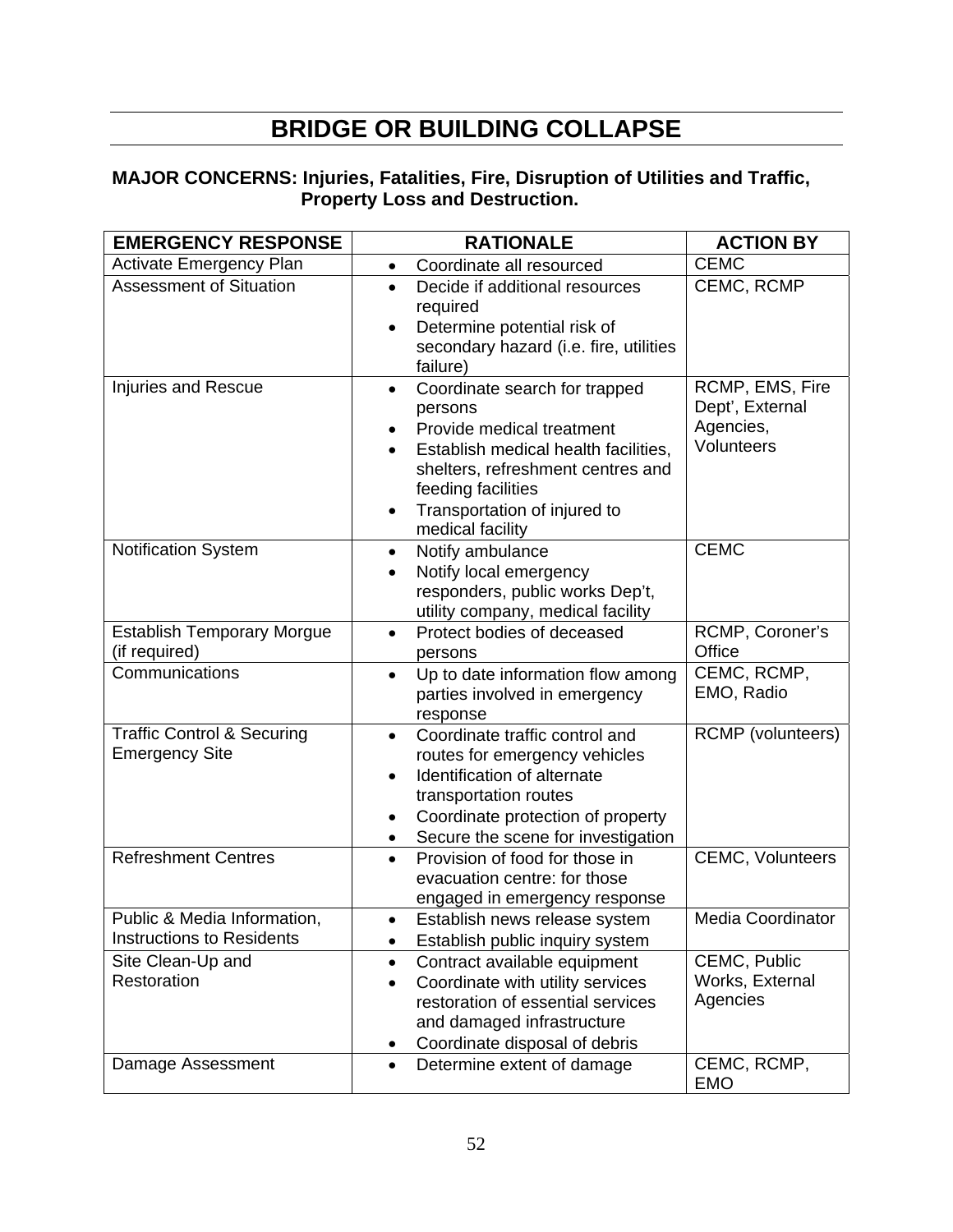# BRIDGE OR BUILDING COLLAPSE

**MAJOR CONCERNS: Injuries, Fatalities, Fire, Disruption of Utilities and Traffic, Property Loss and Destruction.**

| EMERGENCY RESPONSE | RATIONALE | ACTION BY |
|---|---|---|
| Activate Emergency Plan | • Coordinate all resourced | CEMC |
| Assessment of Situation | • Decide if additional resources required<br>• Determine potential risk of secondary hazard (i.e. fire, utilities failure) | CEMC, RCMP |
| Injuries and Rescue | • Coordinate search for trapped persons<br>• Provide medical treatment<br>• Establish medical health facilities, shelters, refreshment centres and feeding facilities<br>• Transportation of injured to medical facility | RCMP, EMS, Fire Dept', External Agencies, Volunteers |
| Notification System | • Notify ambulance<br>• Notify local emergency responders, public works Dep't, utility company, medical facility | CEMC |
| Establish Temporary Morgue (if required) | • Protect bodies of deceased persons | RCMP, Coroner's Office |
| Communications | • Up to date information flow among parties involved in emergency response | CEMC, RCMP, EMO, Radio |
| Traffic Control & Securing Emergency Site | • Coordinate traffic control and routes for emergency vehicles<br>• Identification of alternate transportation routes<br>• Coordinate protection of property<br>• Secure the scene for investigation | RCMP (volunteers) |
| Refreshment Centres | • Provision of food for those in evacuation centre: for those engaged in emergency response | CEMC, Volunteers |
| Public & Media Information, Instructions to Residents | • Establish news release system<br>• Establish public inquiry system | Media Coordinator |
| Site Clean-Up and Restoration | • Contract available equipment<br>• Coordinate with utility services restoration of essential services and damaged infrastructure<br>• Coordinate disposal of debris | CEMC, Public Works, External Agencies |
| Damage Assessment | • Determine extent of damage | CEMC, RCMP, EMO |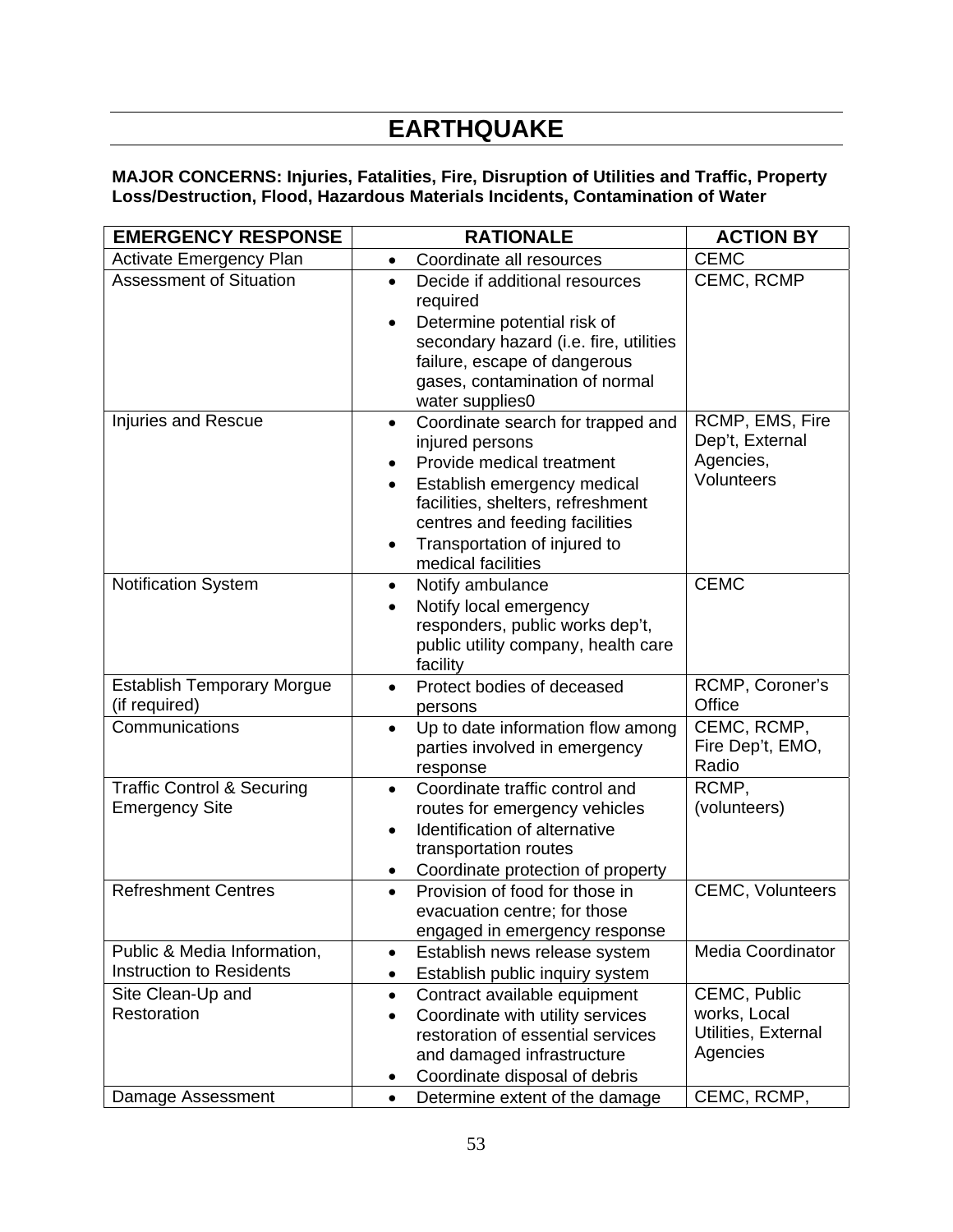# EARTHQUAKE

**MAJOR CONCERNS: Injuries, Fatalities, Fire, Disruption of Utilities and Traffic, Property Loss/Destruction, Flood, Hazardous Materials Incidents, Contamination of Water**

| EMERGENCY RESPONSE | RATIONALE | ACTION BY |
|---|---|---|
| Activate Emergency Plan | • Coordinate all resources | CEMC |
| Assessment of Situation | • Decide if additional resources required<br>• Determine potential risk of secondary hazard (i.e. fire, utilities failure, escape of dangerous gases, contamination of normal water supplies0 | CEMC, RCMP |
| Injuries and Rescue | • Coordinate search for trapped and injured persons<br>• Provide medical treatment<br>• Establish emergency medical facilities, shelters, refreshment centres and feeding facilities<br>• Transportation of injured to medical facilities | RCMP, EMS, Fire Dep't, External Agencies, Volunteers |
| Notification System | • Notify ambulance<br>• Notify local emergency responders, public works dep't, public utility company, health care facility | CEMC |
| Establish Temporary Morgue (if required) | • Protect bodies of deceased persons | RCMP, Coroner's Office |
| Communications | • Up to date information flow among parties involved in emergency response | CEMC, RCMP, Fire Dep't, EMO, Radio |
| Traffic Control & Securing Emergency Site | • Coordinate traffic control and routes for emergency vehicles<br>• Identification of alternative transportation routes<br>• Coordinate protection of property | RCMP, (volunteers) |
| Refreshment Centres | • Provision of food for those in evacuation centre; for those engaged in emergency response | CEMC, Volunteers |
| Public & Media Information, Instruction to Residents | • Establish news release system<br>• Establish public inquiry system | Media Coordinator |
| Site Clean-Up and Restoration | • Contract available equipment<br>• Coordinate with utility services restoration of essential services and damaged infrastructure<br>• Coordinate disposal of debris | CEMC, Public works, Local Utilities, External Agencies |
| Damage Assessment | • Determine extent of the damage | CEMC, RCMP, |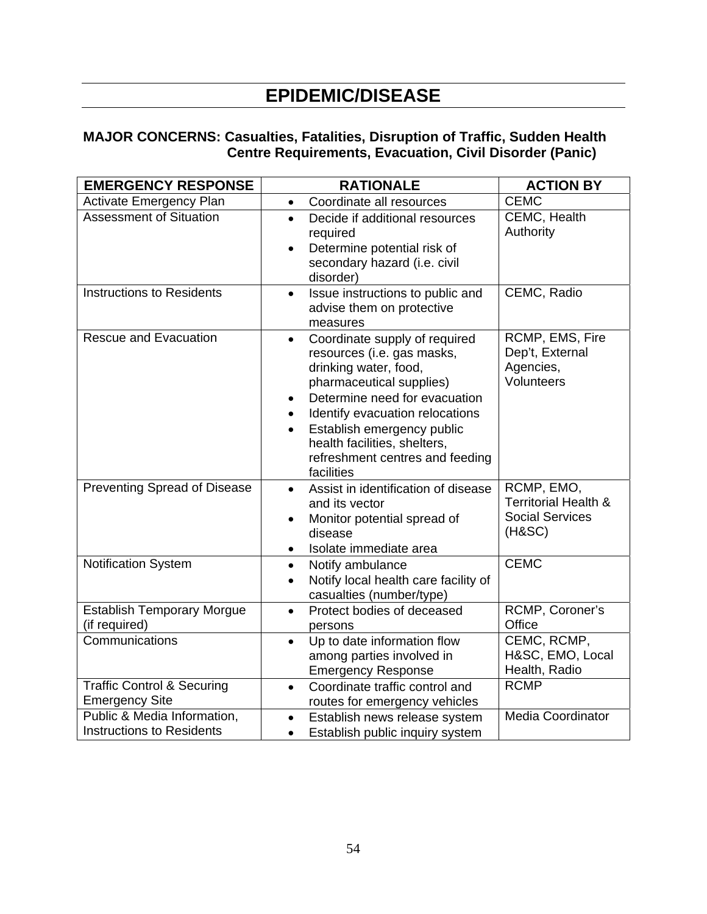# EPIDEMIC/DISEASE

**MAJOR CONCERNS: Casualties, Fatalities, Disruption of Traffic, Sudden Health Centre Requirements, Evacuation, Civil Disorder (Panic)**

| EMERGENCY RESPONSE | RATIONALE | ACTION BY |
|---|---|---|
| Activate Emergency Plan | • Coordinate all resources | CEMC |
| Assessment of Situation | • Decide if additional resources required<br>• Determine potential risk of secondary hazard (i.e. civil disorder) | CEMC, Health Authority |
| Instructions to Residents | • Issue instructions to public and advise them on protective measures | CEMC, Radio |
| Rescue and Evacuation | • Coordinate supply of required resources (i.e. gas masks, drinking water, food, pharmaceutical supplies)<br>• Determine need for evacuation<br>• Identify evacuation relocations<br>• Establish emergency public health facilities, shelters, refreshment centres and feeding facilities | RCMP, EMS, Fire Dep't, External Agencies, Volunteers |
| Preventing Spread of Disease | • Assist in identification of disease and its vector<br>• Monitor potential spread of disease<br>• Isolate immediate area | RCMP, EMO, Territorial Health & Social Services (H&SC) |
| Notification System | • Notify ambulance<br>• Notify local health care facility of casualties (number/type) | CEMC |
| Establish Temporary Morgue (if required) | • Protect bodies of deceased persons | RCMP, Coroner's Office |
| Communications | • Up to date information flow among parties involved in Emergency Response | CEMC, RCMP, H&SC, EMO, Local Health, Radio |
| Traffic Control & Securing Emergency Site | • Coordinate traffic control and routes for emergency vehicles | RCMP |
| Public & Media Information, Instructions to Residents | • Establish news release system<br>• Establish public inquiry system | Media Coordinator |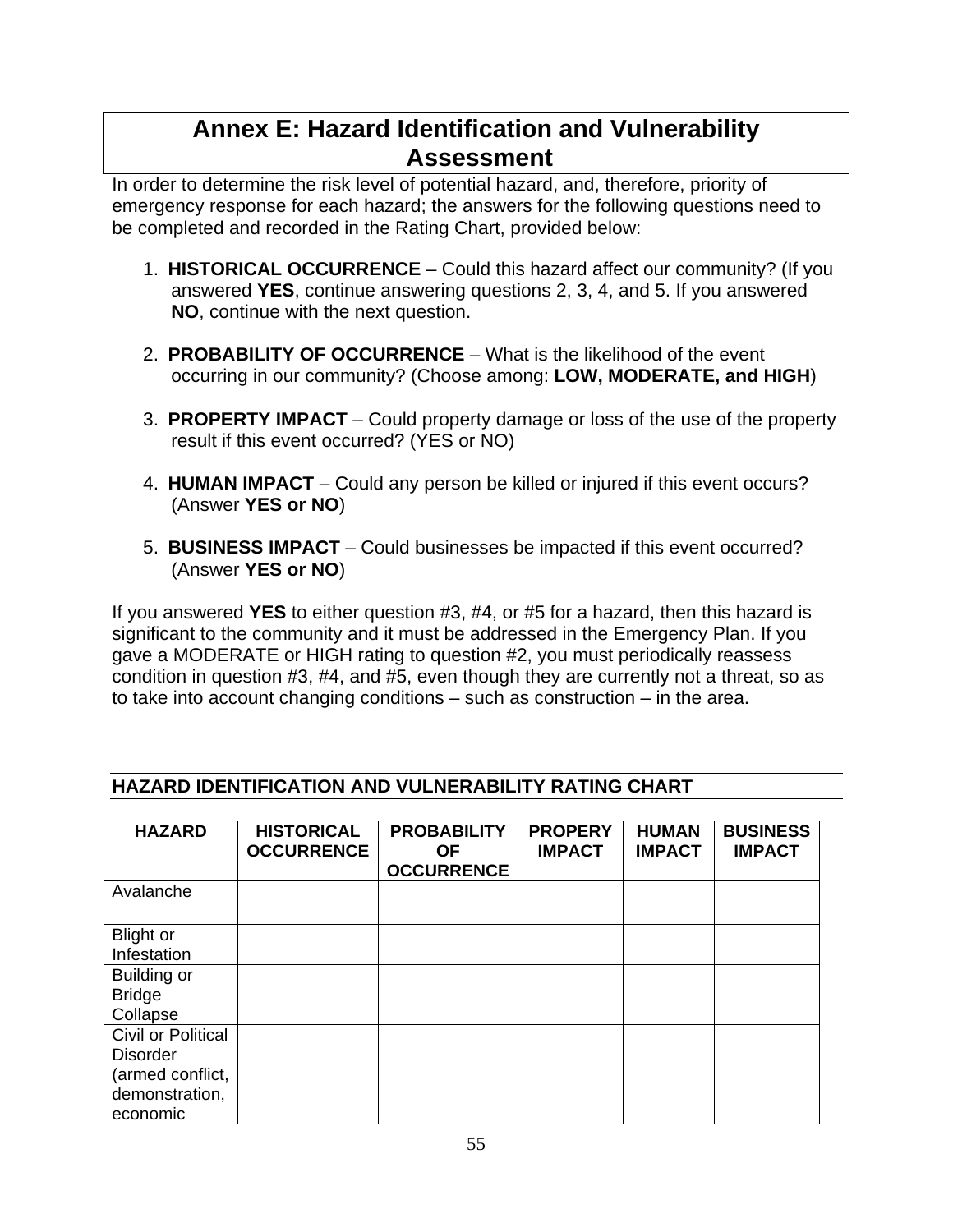# Annex E: Hazard Identification and Vulnerability Assessment

In order to determine the risk level of potential hazard, and, therefore, priority of emergency response for each hazard; the answers for the following questions need to be completed and recorded in the Rating Chart, provided below:

1. **HISTORICAL OCCURRENCE** – Could this hazard affect our community? (If you answered **YES**, continue answering questions 2, 3, 4, and 5. If you answered **NO**, continue with the next question.

2. **PROBABILITY OF OCCURRENCE** – What is the likelihood of the event occurring in our community? (Choose among: **LOW, MODERATE, and HIGH**)

3. **PROPERTY IMPACT** – Could property damage or loss of the use of the property result if this event occurred? (YES or NO)

4. **HUMAN IMPACT** – Could any person be killed or injured if this event occurs? (Answer **YES or NO**)

5. **BUSINESS IMPACT** – Could businesses be impacted if this event occurred? (Answer **YES or NO**)

If you answered **YES** to either question #3, #4, or #5 for a hazard, then this hazard is significant to the community and it must be addressed in the Emergency Plan. If you gave a MODERATE or HIGH rating to question #2, you must periodically reassess condition in question #3, #4, and #5, even though they are currently not a threat, so as to take into account changing conditions – such as construction – in the area.

## HAZARD IDENTIFICATION AND VULNERABILITY RATING CHART

| HAZARD | HISTORICAL OCCURRENCE | PROBABILITY OF OCCURRENCE | PROPERY IMPACT | HUMAN IMPACT | BUSINESS IMPACT |
|---|---|---|---|---|---|
| Avalanche | | | | | |
| Blight or Infestation | | | | | |
| Building or Bridge Collapse | | | | | |
| Civil or Political Disorder (armed conflict, demonstration, economic | | | | | |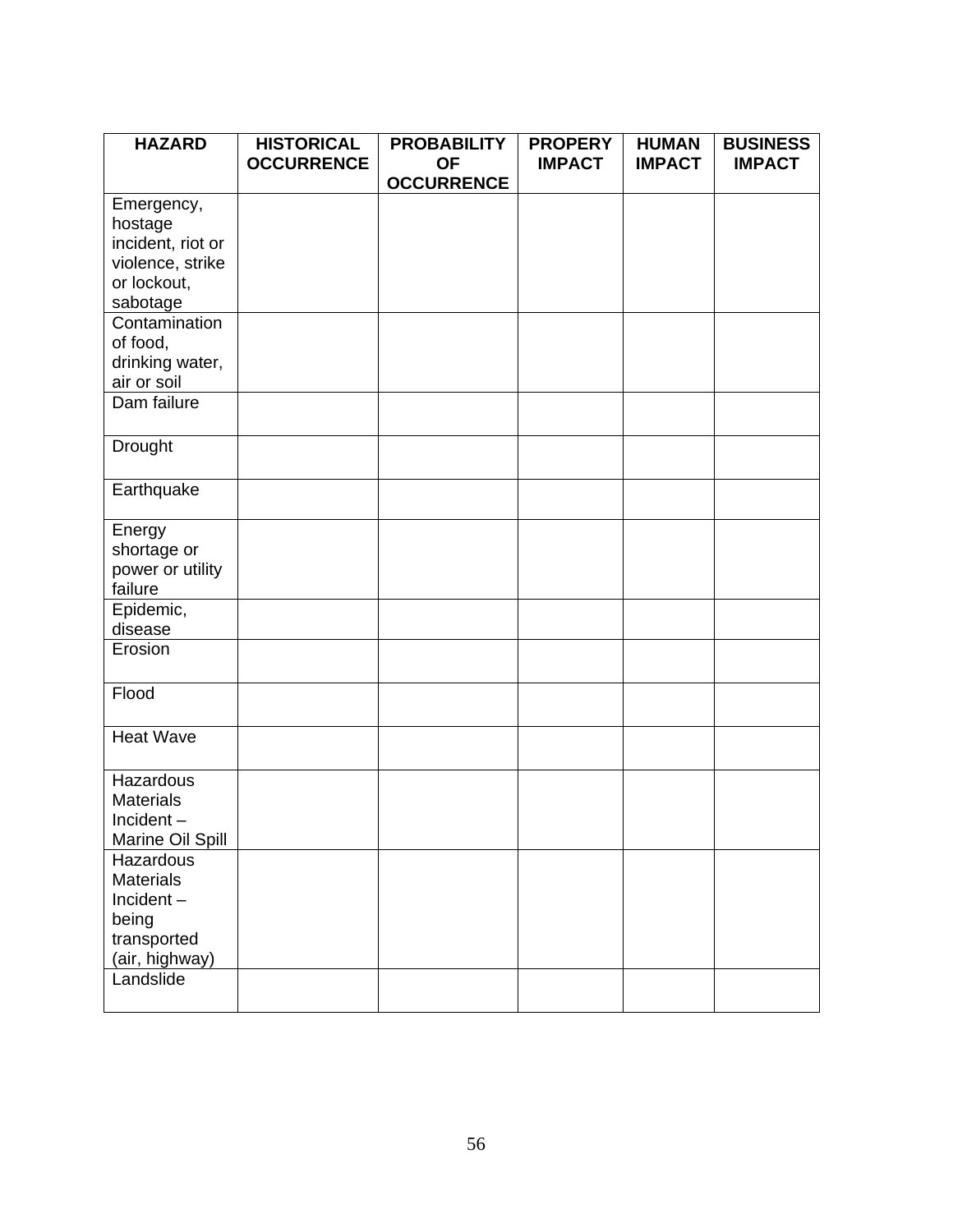| HAZARD | HISTORICAL OCCURRENCE | PROBABILITY OF OCCURRENCE | PROPERY IMPACT | HUMAN IMPACT | BUSINESS IMPACT |
|---|---|---|---|---|---|
| Emergency, hostage incident, riot or violence, strike or lockout, sabotage | | | | | |
| Contamination of food, drinking water, air or soil | | | | | |
| Dam failure | | | | | |
| Drought | | | | | |
| Earthquake | | | | | |
| Energy shortage or power or utility failure | | | | | |
| Epidemic, disease | | | | | |
| Erosion | | | | | |
| Flood | | | | | |
| Heat Wave | | | | | |
| Hazardous Materials Incident – Marine Oil Spill | | | | | |
| Hazardous Materials Incident – being transported (air, highway) | | | | | |
| Landslide | | | | | |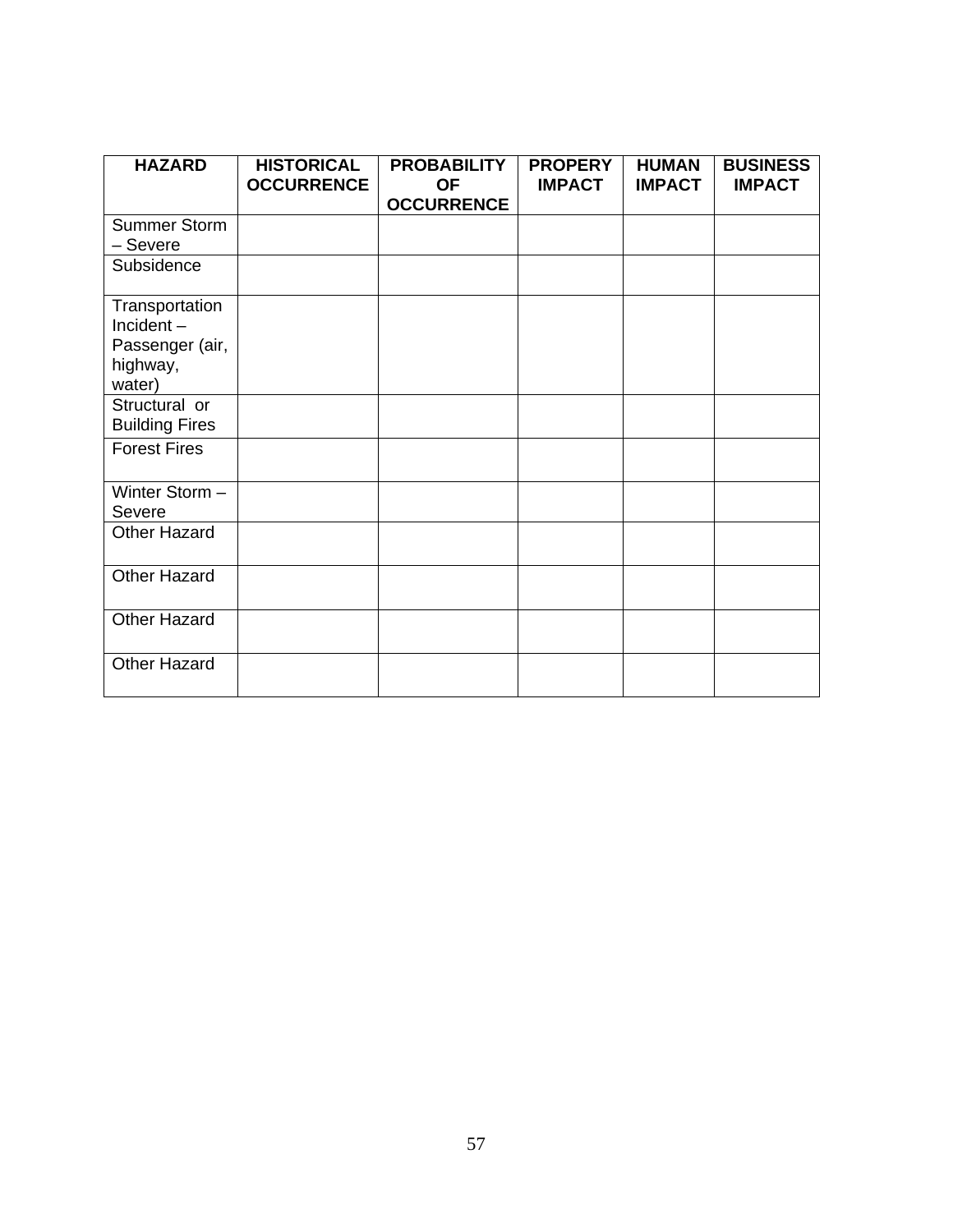| HAZARD | HISTORICAL OCCURRENCE | PROBABILITY OF OCCURRENCE | PROPERY IMPACT | HUMAN IMPACT | BUSINESS IMPACT |
|---|---|---|---|---|---|
| Summer Storm – Severe | | | | | |
| Subsidence | | | | | |
| Transportation Incident – Passenger (air, highway, water) | | | | | |
| Structural or Building Fires | | | | | |
| Forest Fires | | | | | |
| Winter Storm – Severe | | | | | |
| Other Hazard | | | | | |
| Other Hazard | | | | | |
| Other Hazard | | | | | |
| Other Hazard | | | | | |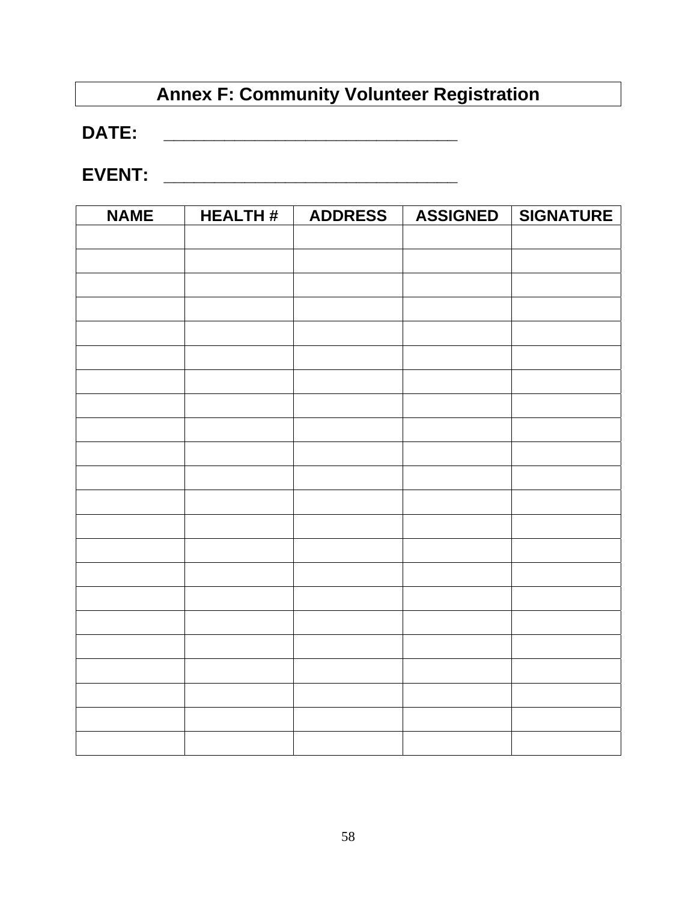# Annex F: Community Volunteer Registration

**DATE:** ______________________________

**EVENT:** ______________________________

| NAME | HEALTH # | ADDRESS | ASSIGNED | SIGNATURE |
|---|---|---|---|---|
| | | | | |
| | | | | |
| | | | | |
| | | | | |
| | | | | |
| | | | | |
| | | | | |
| | | | | |
| | | | | |
| | | | | |
| | | | | |
| | | | | |
| | | | | |
| | | | | |
| | | | | |
| | | | | |
| | | | | |
| | | | | |
| | | | | |
| | | | | |
| | | | | |
| | | | | |